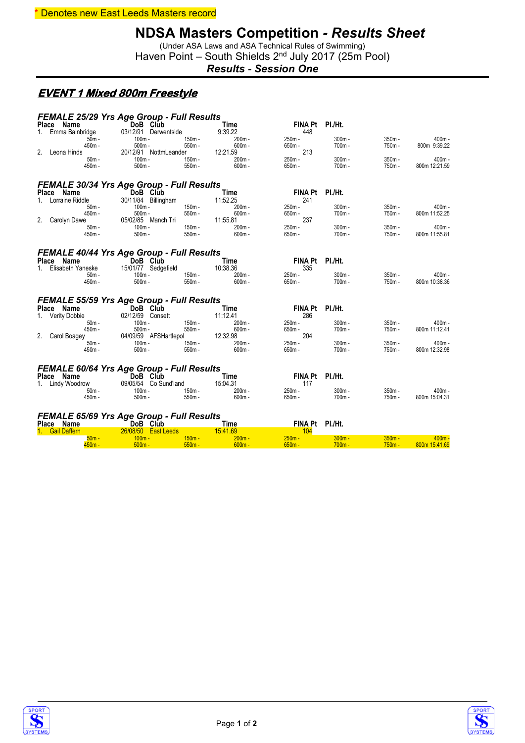\* Denotes new East Leeds Masters record

# NDSA Masters Competition - *Results Sheet*

(Under ASA Laws and ASA Technical Rules of Swimming)

Haven Point – South Shields 2nd July 2017 (25m Pool)

***Results - Session One***

## *EVENT 1 Mixed 800m Freestyle*

### *FEMALE 25/29 Yrs Age Group - Full Results*

| Place | Name | DoB | Club | Time | FINA Pt | Pl./Ht. | | |
|---|---|---|---|---|---|---|---|---|
| 1. | Emma Bainbridge | 03/12/91 | Derwentside | 9:39.22 | 448 | | | |
| | 50m - | 100m - | 150m - | 200m - | 250m - | 300m - | 350m - | 400m - |
| | 450m - | 500m - | 550m - | 600m - | 650m - | 700m - | 750m - | 800m 9:39.22 |
| 2. | Leona Hinds | 20/12/91 | NottmLeander | 12:21.59 | 213 | | | |
| | 50m - | 100m - | 150m - | 200m - | 250m - | 300m - | 350m - | 400m - |
| | 450m - | 500m - | 550m - | 600m - | 650m - | 700m - | 750m - | 800m 12:21.59 |

### *FEMALE 30/34 Yrs Age Group - Full Results*

| Place | Name | DoB | Club | Time | FINA Pt | Pl./Ht. | | |
|---|---|---|---|---|---|---|---|---|
| 1. | Lorraine Riddle | 30/11/84 | Billingham | 11:52.25 | 241 | | | |
| | 50m - | 100m - | 150m - | 200m - | 250m - | 300m - | 350m - | 400m - |
| | 450m - | 500m - | 550m - | 600m - | 650m - | 700m - | 750m - | 800m 11:52.25 |
| 2. | Carolyn Dawe | 05/02/85 | Manch Tri | 11:55.81 | 237 | | | |
| | 50m - | 100m - | 150m - | 200m - | 250m - | 300m - | 350m - | 400m - |
| | 450m - | 500m - | 550m - | 600m - | 650m - | 700m - | 750m - | 800m 11:55.81 |

### *FEMALE 40/44 Yrs Age Group - Full Results*

| Place | Name | DoB | Club | Time | FINA Pt | Pl./Ht. | | |
|---|---|---|---|---|---|---|---|---|
| 1. | Elisabeth Yaneske | 15/01/77 | Sedgefield | 10:38.36 | 335 | | | |
| | 50m - | 100m - | 150m - | 200m - | 250m - | 300m - | 350m - | 400m - |
| | 450m - | 500m - | 550m - | 600m - | 650m - | 700m - | 750m - | 800m 10:38.36 |

### *FEMALE 55/59 Yrs Age Group - Full Results*

| Place | Name | DoB | Club | Time | FINA Pt | Pl./Ht. | | |
|---|---|---|---|---|---|---|---|---|
| 1. | Verity Dobbie | 02/12/59 | Consett | 11:12.41 | 286 | | | |
| | 50m - | 100m - | 150m - | 200m - | 250m - | 300m - | 350m - | 400m - |
| | 450m - | 500m - | 550m - | 600m - | 650m - | 700m - | 750m - | 800m 11:12.41 |
| 2. | Carol Boagey | 04/09/59 | AFSHartlepol | 12:32.98 | 204 | | | |
| | 50m - | 100m - | 150m - | 200m - | 250m - | 300m - | 350m - | 400m - |
| | 450m - | 500m - | 550m - | 600m - | 650m - | 700m - | 750m - | 800m 12:32.98 |

### *FEMALE 60/64 Yrs Age Group - Full Results*

| Place | Name | DoB | Club | Time | FINA Pt | Pl./Ht. | | |
|---|---|---|---|---|---|---|---|---|
| 1. | Lindy Woodrow | 09/05/54 | Co Sund'land | 15:04.31 | 117 | | | |
| | 50m - | 100m - | 150m - | 200m - | 250m - | 300m - | 350m - | 400m - |
| | 450m - | 500m - | 550m - | 600m - | 650m - | 700m - | 750m - | 800m 15:04.31 |

### *FEMALE 65/69 Yrs Age Group - Full Results*

| Place | Name | DoB | Club | Time | FINA Pt | Pl./Ht. | | |
|---|---|---|---|---|---|---|---|---|
| 1. | Gail Daffern | 26/08/50 | East Leeds | 15:41.69 | 104 | | | |
| | 50m - | 100m - | 150m - | 200m - | 250m - | 300m - | 350m - | 400m - |
| | 450m - | 500m - | 550m - | 600m - | 650m - | 700m - | 750m - | 800m 15:41.69 |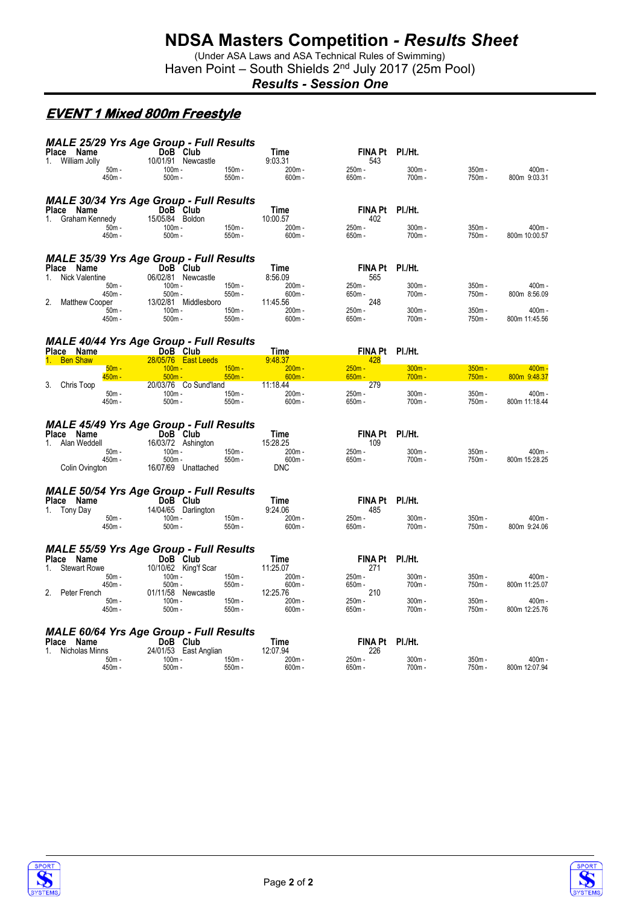# NDSA Masters Competition - *Results Sheet*

(Under ASA Laws and ASA Technical Rules of Swimming)

Haven Point – South Shields 2nd July 2017 (25m Pool)

***Results - Session One***

## *EVENT 1 Mixed 800m Freestyle*

### *MALE 25/29 Yrs Age Group - Full Results*

| Place | Name | DoB | Club | Time | FINA Pt | Pl./Ht. |
|---|---|---|---|---|---|---|
| 1. | William Jolly | 10/01/91 | Newcastle | 9:03.31 | 543 | |

50m - | 100m - | 150m - | 200m - | 250m - | 300m - | 350m - | 400m -
450m - | 500m - | 550m - | 600m - | 650m - | 700m - | 750m - | 800m 9:03.31

### *MALE 30/34 Yrs Age Group - Full Results*

| Place | Name | DoB | Club | Time | FINA Pt | Pl./Ht. |
|---|---|---|---|---|---|---|
| 1. | Graham Kennedy | 15/05/84 | Boldon | 10:00.57 | 402 | |

50m - | 100m - | 150m - | 200m - | 250m - | 300m - | 350m - | 400m -
450m - | 500m - | 550m - | 600m - | 650m - | 700m - | 750m - | 800m 10:00.57

### *MALE 35/39 Yrs Age Group - Full Results*

| Place | Name | DoB | Club | Time | FINA Pt | Pl./Ht. |
|---|---|---|---|---|---|---|
| 1. | Nick Valentine | 06/02/81 | Newcastle | 8:56.09 | 565 | |
| 2. | Matthew Cooper | 13/02/81 | Middlesboro | 11:45.56 | 248 | |

Nick Valentine splits: 50m - | 100m - | 150m - | 200m - | 250m - | 300m - | 350m - | 400m - | 450m - | 500m - | 550m - | 600m - | 650m - | 700m - | 750m - | 800m 8:56.09

Matthew Cooper splits: 50m - | 100m - | 150m - | 200m - | 250m - | 300m - | 350m - | 400m - | 450m - | 500m - | 550m - | 600m - | 650m - | 700m - | 750m - | 800m 11:45.56

### *MALE 40/44 Yrs Age Group - Full Results*

| Place | Name | DoB | Club | Time | FINA Pt | Pl./Ht. |
|---|---|---|---|---|---|---|
| 1. | Ben Shaw | 28/05/76 | East Leeds | 9:48.37 | 428 | |
| 3. | Chris Toop | 20/03/76 | Co Sund'land | 11:18.44 | 279 | |

Ben Shaw splits: 50m - | 100m - | 150m - | 200m - | 250m - | 300m - | 350m - | 400m - | 450m - | 500m - | 550m - | 600m - | 650m - | 700m - | 750m - | 800m 9:48.37

Chris Toop splits: 50m - | 100m - | 150m - | 200m - | 250m - | 300m - | 350m - | 400m - | 450m - | 500m - | 550m - | 600m - | 650m - | 700m - | 750m - | 800m 11:18.44

### *MALE 45/49 Yrs Age Group - Full Results*

| Place | Name | DoB | Club | Time | FINA Pt | Pl./Ht. |
|---|---|---|---|---|---|---|
| 1. | Alan Weddell | 16/03/72 | Ashington | 15:28.25 | 109 | |
| | Colin Ovington | 16/07/69 | Unattached | DNC | | |

Alan Weddell splits: 50m - | 100m - | 150m - | 200m - | 250m - | 300m - | 350m - | 400m - | 450m - | 500m - | 550m - | 600m - | 650m - | 700m - | 750m - | 800m 15:28.25

### *MALE 50/54 Yrs Age Group - Full Results*

| Place | Name | DoB | Club | Time | FINA Pt | Pl./Ht. |
|---|---|---|---|---|---|---|
| 1. | Tony Day | 14/04/65 | Darlington | 9:24.06 | 485 | |

50m - | 100m - | 150m - | 200m - | 250m - | 300m - | 350m - | 400m -
450m - | 500m - | 550m - | 600m - | 650m - | 700m - | 750m - | 800m 9:24.06

### *MALE 55/59 Yrs Age Group - Full Results*

| Place | Name | DoB | Club | Time | FINA Pt | Pl./Ht. |
|---|---|---|---|---|---|---|
| 1. | Stewart Rowe | 10/10/62 | King'f Scar | 11:25.07 | 271 | |
| 2. | Peter French | 01/11/58 | Newcastle | 12:25.76 | 210 | |

Stewart Rowe splits: 50m - | 100m - | 150m - | 200m - | 250m - | 300m - | 350m - | 400m - | 450m - | 500m - | 550m - | 600m - | 650m - | 700m - | 750m - | 800m 11:25.07

Peter French splits: 50m - | 100m - | 150m - | 200m - | 250m - | 300m - | 350m - | 400m - | 450m - | 500m - | 550m - | 600m - | 650m - | 700m - | 750m - | 800m 12:25.76

### *MALE 60/64 Yrs Age Group - Full Results*

| Place | Name | DoB | Club | Time | FINA Pt | Pl./Ht. |
|---|---|---|---|---|---|---|
| 1. | Nicholas Minns | 24/01/53 | East Anglian | 12:07.94 | 226 | |

50m - | 100m - | 150m - | 200m - | 250m - | 300m - | 350m - | 400m -
450m - | 500m - | 550m - | 600m - | 650m - | 700m - | 750m - | 800m 12:07.94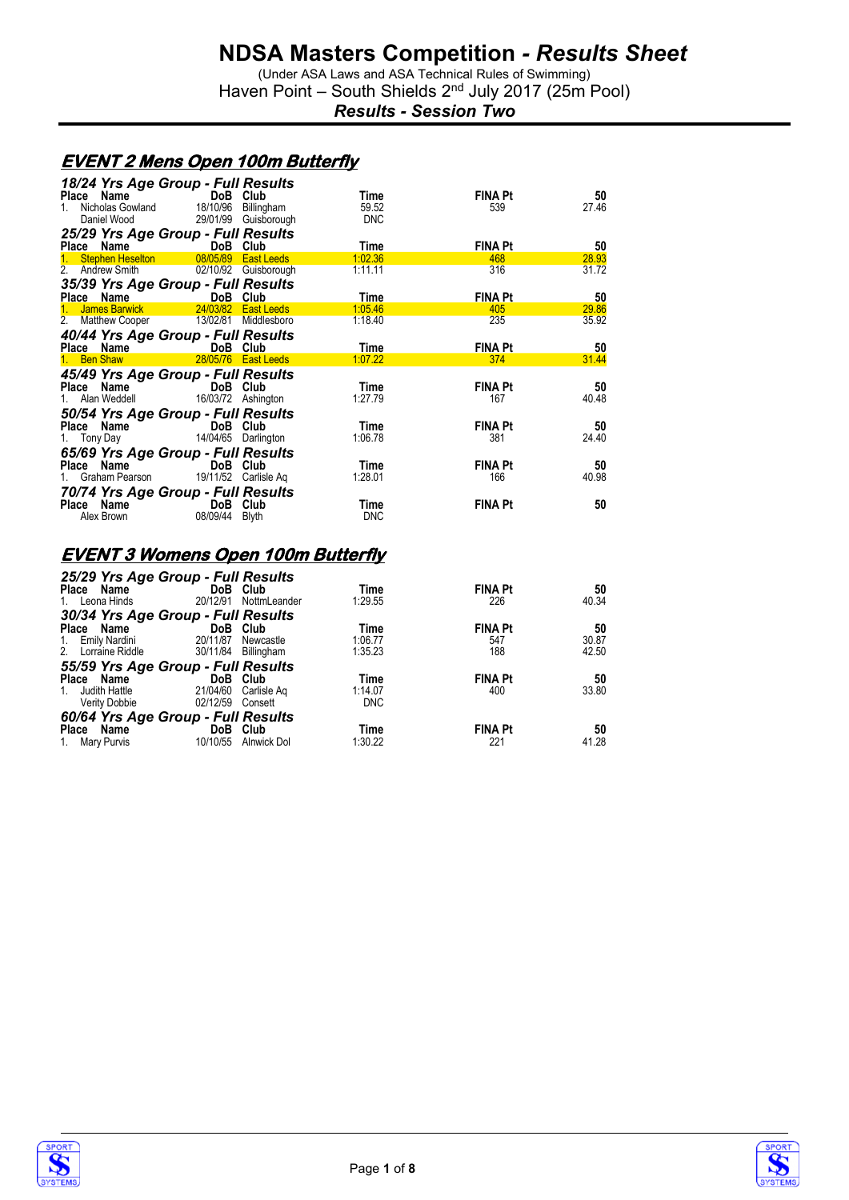# NDSA Masters Competition - *Results Sheet*

(Under ASA Laws and ASA Technical Rules of Swimming)

Haven Point – South Shields 2nd July 2017 (25m Pool)

***Results - Session Two***

## *EVENT 2 Mens Open 100m Butterfly*

### *18/24 Yrs Age Group - Full Results*

| Place | Name | DoB | Club | Time | FINA Pt | 50 |
|---|---|---|---|---|---|---|
| 1. | Nicholas Gowland | 18/10/96 | Billingham | 59.52 | 539 | 27.46 |
| | Daniel Wood | 29/01/99 | Guisborough | DNC | | |

### *25/29 Yrs Age Group - Full Results*

| Place | Name | DoB | Club | Time | FINA Pt | 50 |
|---|---|---|---|---|---|---|
| 1. | Stephen Heselton | 08/05/89 | East Leeds | 1:02.36 | 468 | 28.93 |
| 2. | Andrew Smith | 02/10/92 | Guisborough | 1:11.11 | 316 | 31.72 |

### *35/39 Yrs Age Group - Full Results*

| Place | Name | DoB | Club | Time | FINA Pt | 50 |
|---|---|---|---|---|---|---|
| 1. | James Barwick | 24/03/82 | East Leeds | 1:05.46 | 405 | 29.86 |
| 2. | Matthew Cooper | 13/02/81 | Middlesboro | 1:18.40 | 235 | 35.92 |

### *40/44 Yrs Age Group - Full Results*

| Place | Name | DoB | Club | Time | FINA Pt | 50 |
|---|---|---|---|---|---|---|
| 1. | Ben Shaw | 28/05/76 | East Leeds | 1:07.22 | 374 | 31.44 |

### *45/49 Yrs Age Group - Full Results*

| Place | Name | DoB | Club | Time | FINA Pt | 50 |
|---|---|---|---|---|---|---|
| 1. | Alan Weddell | 16/03/72 | Ashington | 1:27.79 | 167 | 40.48 |

### *50/54 Yrs Age Group - Full Results*

| Place | Name | DoB | Club | Time | FINA Pt | 50 |
|---|---|---|---|---|---|---|
| 1. | Tony Day | 14/04/65 | Darlington | 1:06.78 | 381 | 24.40 |

### *65/69 Yrs Age Group - Full Results*

| Place | Name | DoB | Club | Time | FINA Pt | 50 |
|---|---|---|---|---|---|---|
| 1. | Graham Pearson | 19/11/52 | Carlisle Aq | 1:28.01 | 166 | 40.98 |

### *70/74 Yrs Age Group - Full Results*

| Place | Name | DoB | Club | Time | FINA Pt | 50 |
|---|---|---|---|---|---|---|
| | Alex Brown | 08/09/44 | Blyth | DNC | | |

## *EVENT 3 Womens Open 100m Butterfly*

### *25/29 Yrs Age Group - Full Results*

| Place | Name | DoB | Club | Time | FINA Pt | 50 |
|---|---|---|---|---|---|---|
| 1. | Leona Hinds | 20/12/91 | NottmLeander | 1:29.55 | 226 | 40.34 |

### *30/34 Yrs Age Group - Full Results*

| Place | Name | DoB | Club | Time | FINA Pt | 50 |
|---|---|---|---|---|---|---|
| 1. | Emily Nardini | 20/11/87 | Newcastle | 1:06.77 | 547 | 30.87 |
| 2. | Lorraine Riddle | 30/11/84 | Billingham | 1:35.23 | 188 | 42.50 |

### *55/59 Yrs Age Group - Full Results*

| Place | Name | DoB | Club | Time | FINA Pt | 50 |
|---|---|---|---|---|---|---|
| 1. | Judith Hattle | 21/04/60 | Carlisle Aq | 1:14.07 | 400 | 33.80 |
| | Verity Dobbie | 02/12/59 | Consett | DNC | | |

### *60/64 Yrs Age Group - Full Results*

| Place | Name | DoB | Club | Time | FINA Pt | 50 |
|---|---|---|---|---|---|---|
| 1. | Mary Purvis | 10/10/55 | Alnwick Dol | 1:30.22 | 221 | 41.28 |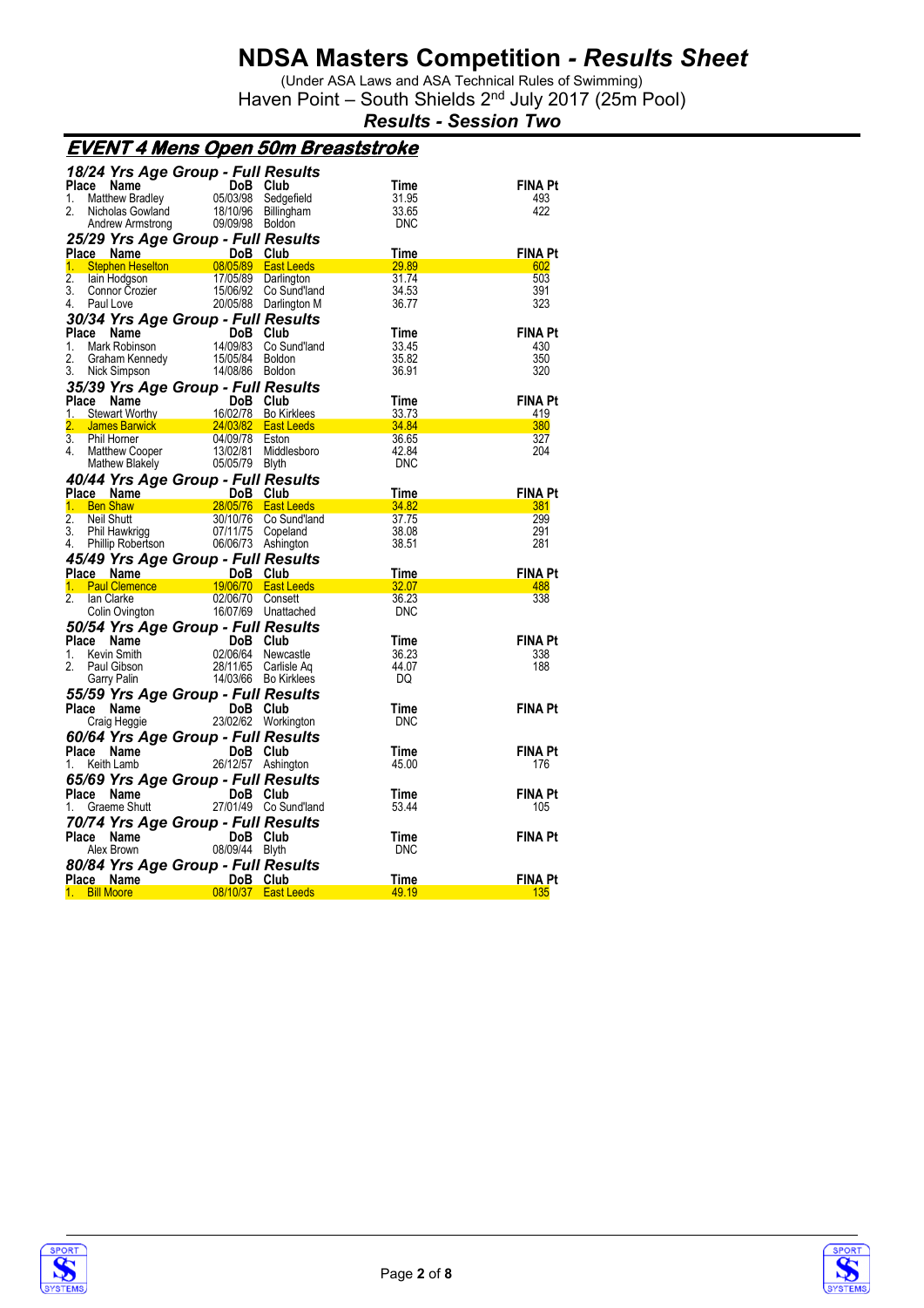# NDSA Masters Competition - *Results Sheet*

(Under ASA Laws and ASA Technical Rules of Swimming)
Haven Point – South Shields 2nd July 2017 (25m Pool)

***Results - Session Two***

## *EVENT 4 Mens Open 50m Breaststroke*

### *18/24 Yrs Age Group - Full Results*

| Place | Name | DoB | Club | Time | FINA Pt |
|---|---|---|---|---|---|
| 1. | Matthew Bradley | 05/03/98 | Sedgefield | 31.95 | 493 |
| 2. | Nicholas Gowland | 18/10/96 | Billingham | 33.65 | 422 |
| | Andrew Armstrong | 09/09/98 | Boldon | DNC | |

### *25/29 Yrs Age Group - Full Results*

| Place | Name | DoB | Club | Time | FINA Pt |
|---|---|---|---|---|---|
| 1. | Stephen Heselton | 08/05/89 | East Leeds | 29.89 | 602 |
| 2. | Iain Hodgson | 17/05/89 | Darlington | 31.74 | 503 |
| 3. | Connor Crozier | 15/06/92 | Co Sund'land | 34.53 | 391 |
| 4. | Paul Love | 20/05/88 | Darlington M | 36.77 | 323 |

### *30/34 Yrs Age Group - Full Results*

| Place | Name | DoB | Club | Time | FINA Pt |
|---|---|---|---|---|---|
| 1. | Mark Robinson | 14/09/83 | Co Sund'land | 33.45 | 430 |
| 2. | Graham Kennedy | 15/05/84 | Boldon | 35.82 | 350 |
| 3. | Nick Simpson | 14/08/86 | Boldon | 36.91 | 320 |

### *35/39 Yrs Age Group - Full Results*

| Place | Name | DoB | Club | Time | FINA Pt |
|---|---|---|---|---|---|
| 1. | Stewart Worthy | 16/02/78 | Bo Kirklees | 33.73 | 419 |
| 2. | James Barwick | 24/03/82 | East Leeds | 34.84 | 380 |
| 3. | Phil Horner | 04/09/78 | Eston | 36.65 | 327 |
| 4. | Matthew Cooper | 13/02/81 | Middlesboro | 42.84 | 204 |
| | Mathew Blakely | 05/05/79 | Blyth | DNC | |

### *40/44 Yrs Age Group - Full Results*

| Place | Name | DoB | Club | Time | FINA Pt |
|---|---|---|---|---|---|
| 1. | Ben Shaw | 28/05/76 | East Leeds | 34.82 | 381 |
| 2. | Neil Shutt | 30/10/76 | Co Sund'land | 37.75 | 299 |
| 3. | Phil Hawkrigg | 07/11/75 | Copeland | 38.08 | 291 |
| 4. | Phillip Robertson | 06/06/73 | Ashington | 38.51 | 281 |

### *45/49 Yrs Age Group - Full Results*

| Place | Name | DoB | Club | Time | FINA Pt |
|---|---|---|---|---|---|
| 1. | Paul Clemence | 19/06/70 | East Leeds | 32.07 | 488 |
| 2. | Ian Clarke | 02/06/70 | Consett | 36.23 | 338 |
| | Colin Ovington | 16/07/69 | Unattached | DNC | |

### *50/54 Yrs Age Group - Full Results*

| Place | Name | DoB | Club | Time | FINA Pt |
|---|---|---|---|---|---|
| 1. | Kevin Smith | 02/06/64 | Newcastle | 36.23 | 338 |
| 2. | Paul Gibson | 28/11/65 | Carlisle Aq | 44.07 | 188 |
| | Garry Palin | 14/03/66 | Bo Kirklees | DQ | |

### *55/59 Yrs Age Group - Full Results*

| Place | Name | DoB | Club | Time | FINA Pt |
|---|---|---|---|---|---|
| | Craig Heggie | 23/02/62 | Workington | DNC | |

### *60/64 Yrs Age Group - Full Results*

| Place | Name | DoB | Club | Time | FINA Pt |
|---|---|---|---|---|---|
| 1. | Keith Lamb | 26/12/57 | Ashington | 45.00 | 176 |

### *65/69 Yrs Age Group - Full Results*

| Place | Name | DoB | Club | Time | FINA Pt |
|---|---|---|---|---|---|
| 1. | Graeme Shutt | 27/01/49 | Co Sund'land | 53.44 | 105 |

### *70/74 Yrs Age Group - Full Results*

| Place | Name | DoB | Club | Time | FINA Pt |
|---|---|---|---|---|---|
| | Alex Brown | 08/09/44 | Blyth | DNC | |

### *80/84 Yrs Age Group - Full Results*

| Place | Name | DoB | Club | Time | FINA Pt |
|---|---|---|---|---|---|
| 1. | Bill Moore | 08/10/37 | East Leeds | 49.19 | 135 |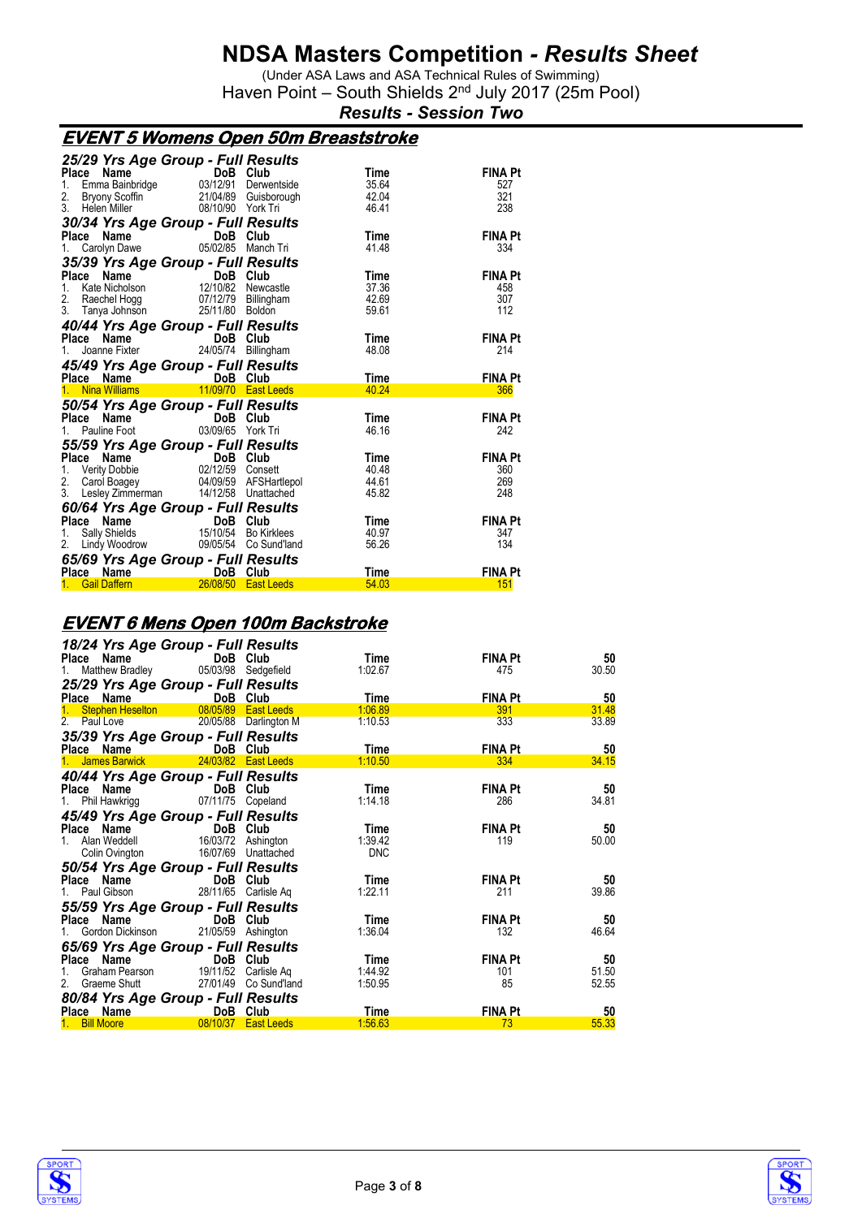# NDSA Masters Competition - *Results Sheet*

(Under ASA Laws and ASA Technical Rules of Swimming)
Haven Point – South Shields 2nd July 2017 (25m Pool)

***Results - Session Two***

## EVENT 5 Womens Open 50m Breaststroke

### 25/29 Yrs Age Group - Full Results

| Place | Name | DoB | Club | Time | FINA Pt |
|---|---|---|---|---|---|
| 1. | Emma Bainbridge | 03/12/91 | Derwentside | 35.64 | 527 |
| 2. | Bryony Scoffin | 21/04/89 | Guisborough | 42.04 | 321 |
| 3. | Helen Miller | 08/10/90 | York Tri | 46.41 | 238 |

### 30/34 Yrs Age Group - Full Results

| Place | Name | DoB | Club | Time | FINA Pt |
|---|---|---|---|---|---|
| 1. | Carolyn Dawe | 05/02/85 | Manch Tri | 41.48 | 334 |

### 35/39 Yrs Age Group - Full Results

| Place | Name | DoB | Club | Time | FINA Pt |
|---|---|---|---|---|---|
| 1. | Kate Nicholson | 12/10/82 | Newcastle | 37.36 | 458 |
| 2. | Raechel Hogg | 07/12/79 | Billingham | 42.69 | 307 |
| 3. | Tanya Johnson | 25/11/80 | Boldon | 59.61 | 112 |

### 40/44 Yrs Age Group - Full Results

| Place | Name | DoB | Club | Time | FINA Pt |
|---|---|---|---|---|---|
| 1. | Joanne Fixter | 24/05/74 | Billingham | 48.08 | 214 |

### 45/49 Yrs Age Group - Full Results

| Place | Name | DoB | Club | Time | FINA Pt |
|---|---|---|---|---|---|
| 1. | Nina Williams | 11/09/70 | East Leeds | 40.24 | 366 |

### 50/54 Yrs Age Group - Full Results

| Place | Name | DoB | Club | Time | FINA Pt |
|---|---|---|---|---|---|
| 1. | Pauline Foot | 03/09/65 | York Tri | 46.16 | 242 |

### 55/59 Yrs Age Group - Full Results

| Place | Name | DoB | Club | Time | FINA Pt |
|---|---|---|---|---|---|
| 1. | Verity Dobbie | 02/12/59 | Consett | 40.48 | 360 |
| 2. | Carol Boagey | 04/09/59 | AFSHartlepol | 44.61 | 269 |
| 3. | Lesley Zimmerman | 14/12/58 | Unattached | 45.82 | 248 |

### 60/64 Yrs Age Group - Full Results

| Place | Name | DoB | Club | Time | FINA Pt |
|---|---|---|---|---|---|
| 1. | Sally Shields | 15/10/54 | Bo Kirklees | 40.97 | 347 |
| 2. | Lindy Woodrow | 09/05/54 | Co Sund'land | 56.26 | 134 |

### 65/69 Yrs Age Group - Full Results

| Place | Name | DoB | Club | Time | FINA Pt |
|---|---|---|---|---|---|
| 1. | Gail Daffern | 26/08/50 | East Leeds | 54.03 | 151 |

## EVENT 6 Mens Open 100m Backstroke

### 18/24 Yrs Age Group - Full Results

| Place | Name | DoB | Club | Time | FINA Pt | 50 |
|---|---|---|---|---|---|---|
| 1. | Matthew Bradley | 05/03/98 | Sedgefield | 1:02.67 | 475 | 30.50 |

### 25/29 Yrs Age Group - Full Results

| Place | Name | DoB | Club | Time | FINA Pt | 50 |
|---|---|---|---|---|---|---|
| 1. | Stephen Heselton | 08/05/89 | East Leeds | 1:06.89 | 391 | 31.48 |
| 2. | Paul Love | 20/05/88 | Darlington M | 1:10.53 | 333 | 33.89 |

### 35/39 Yrs Age Group - Full Results

| Place | Name | DoB | Club | Time | FINA Pt | 50 |
|---|---|---|---|---|---|---|
| 1. | James Barwick | 24/03/82 | East Leeds | 1:10.50 | 334 | 34.15 |

### 40/44 Yrs Age Group - Full Results

| Place | Name | DoB | Club | Time | FINA Pt | 50 |
|---|---|---|---|---|---|---|
| 1. | Phil Hawkrigg | 07/11/75 | Copeland | 1:14.18 | 286 | 34.81 |

### 45/49 Yrs Age Group - Full Results

| Place | Name | DoB | Club | Time | FINA Pt | 50 |
|---|---|---|---|---|---|---|
| 1. | Alan Weddell | 16/03/72 | Ashington | 1:39.42 | 119 | 50.00 |
| | Colin Ovington | 16/07/69 | Unattached | DNC | | |

### 50/54 Yrs Age Group - Full Results

| Place | Name | DoB | Club | Time | FINA Pt | 50 |
|---|---|---|---|---|---|---|
| 1. | Paul Gibson | 28/11/65 | Carlisle Aq | 1:22.11 | 211 | 39.86 |

### 55/59 Yrs Age Group - Full Results

| Place | Name | DoB | Club | Time | FINA Pt | 50 |
|---|---|---|---|---|---|---|
| 1. | Gordon Dickinson | 21/05/59 | Ashington | 1:36.04 | 132 | 46.64 |

### 65/69 Yrs Age Group - Full Results

| Place | Name | DoB | Club | Time | FINA Pt | 50 |
|---|---|---|---|---|---|---|
| 1. | Graham Pearson | 19/11/52 | Carlisle Aq | 1:44.92 | 101 | 51.50 |
| 2. | Graeme Shutt | 27/01/49 | Co Sund'land | 1:50.95 | 85 | 52.55 |

### 80/84 Yrs Age Group - Full Results

| Place | Name | DoB | Club | Time | FINA Pt | 50 |
|---|---|---|---|---|---|---|
| 1. | Bill Moore | 08/10/37 | East Leeds | 1:56.63 | 73 | 55.33 |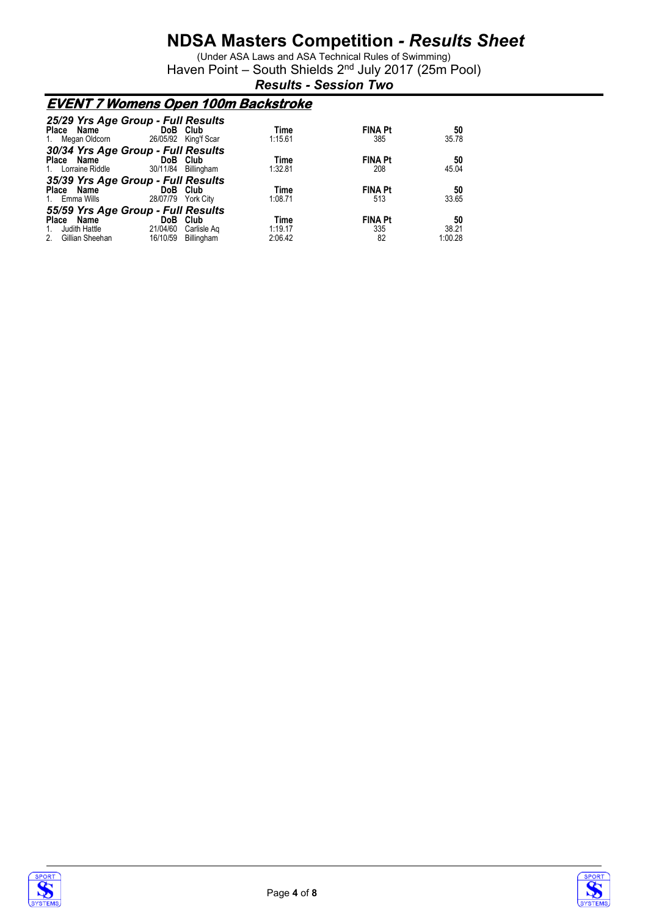# NDSA Masters Competition - *Results Sheet*

(Under ASA Laws and ASA Technical Rules of Swimming)

Haven Point – South Shields 2nd July 2017 (25m Pool)

***Results - Session Two***

## EVENT 7 Womens Open 100m Backstroke

### 25/29 Yrs Age Group - Full Results

| Place | Name | DoB | Club | Time | FINA Pt | 50 |
|---|---|---|---|---|---|---|
| 1. | Megan Oldcorn | 26/05/92 | King'f Scar | 1:15.61 | 385 | 35.78 |

### 30/34 Yrs Age Group - Full Results

| Place | Name | DoB | Club | Time | FINA Pt | 50 |
|---|---|---|---|---|---|---|
| 1. | Lorraine Riddle | 30/11/84 | Billingham | 1:32.81 | 208 | 45.04 |

### 35/39 Yrs Age Group - Full Results

| Place | Name | DoB | Club | Time | FINA Pt | 50 |
|---|---|---|---|---|---|---|
| 1. | Emma Wills | 28/07/79 | York City | 1:08.71 | 513 | 33.65 |

### 55/59 Yrs Age Group - Full Results

| Place | Name | DoB | Club | Time | FINA Pt | 50 |
|---|---|---|---|---|---|---|
| 1. | Judith Hattle | 21/04/60 | Carlisle Aq | 1:19.17 | 335 | 38.21 |
| 2. | Gillian Sheehan | 16/10/59 | Billingham | 2:06.42 | 82 | 1:00.28 |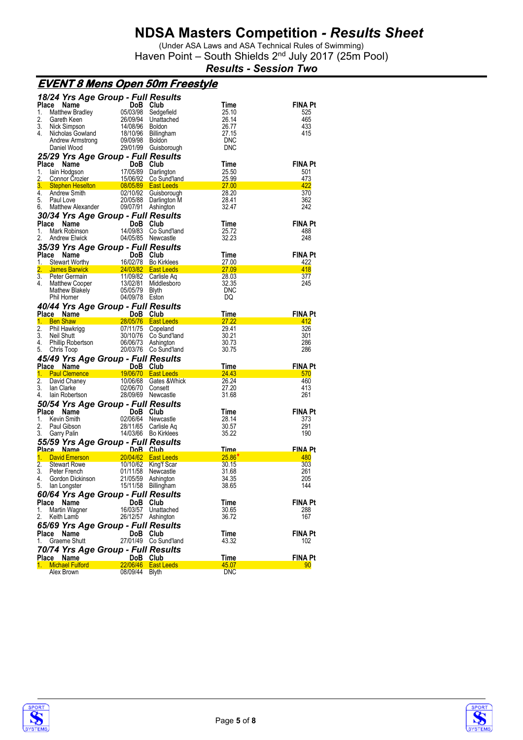# NDSA Masters Competition - *Results Sheet*

(Under ASA Laws and ASA Technical Rules of Swimming)
Haven Point – South Shields 2nd July 2017 (25m Pool)

***Results - Session Two***

## EVENT 8 Mens Open 50m Freestyle

### 18/24 Yrs Age Group - Full Results

| Place | Name | DoB | Club | Time | FINA Pt |
|---|---|---|---|---|---|
| 1. | Matthew Bradley | 05/03/98 | Sedgefield | 25.10 | 525 |
| 2. | Gareth Keen | 26/09/94 | Unattached | 26.14 | 465 |
| 3. | Nick Simpson | 14/08/96 | Boldon | 26.77 | 433 |
| 4. | Nicholas Gowland | 18/10/96 | Billingham | 27.15 | 415 |
| | Andrew Armstrong | 09/09/98 | Boldon | DNC | |
| | Daniel Wood | 29/01/99 | Guisborough | DNC | |

### 25/29 Yrs Age Group - Full Results

| Place | Name | DoB | Club | Time | FINA Pt |
|---|---|---|---|---|---|
| 1. | Iain Hodgson | 17/05/89 | Darlington | 25.50 | 501 |
| 2. | Connor Crozier | 15/06/92 | Co Sund'land | 25.99 | 473 |
| 3. | Stephen Heselton | 08/05/89 | East Leeds | 27.00 | 422 |
| 4. | Andrew Smith | 02/10/92 | Guisborough | 28.20 | 370 |
| 5. | Paul Love | 20/05/88 | Darlington M | 28.41 | 362 |
| 6. | Matthew Alexander | 09/07/91 | Ashington | 32.47 | 242 |

### 30/34 Yrs Age Group - Full Results

| Place | Name | DoB | Club | Time | FINA Pt |
|---|---|---|---|---|---|
| 1. | Mark Robinson | 14/09/83 | Co Sund'land | 25.72 | 488 |
| 2. | Andrew Elwick | 04/05/85 | Newcastle | 32.23 | 248 |

### 35/39 Yrs Age Group - Full Results

| Place | Name | DoB | Club | Time | FINA Pt |
|---|---|---|---|---|---|
| 1. | Stewart Worthy | 16/02/78 | Bo Kirklees | 27.00 | 422 |
| 2. | James Barwick | 24/03/82 | East Leeds | 27.09 | 418 |
| 3. | Peter Germain | 11/09/82 | Carlisle Aq | 28.03 | 377 |
| 4. | Matthew Cooper | 13/02/81 | Middlesboro | 32.35 | 245 |
| | Mathew Blakely | 05/05/79 | Blyth | DNC | |
| | Phil Horner | 04/09/78 | Eston | DQ | |

### 40/44 Yrs Age Group - Full Results

| Place | Name | DoB | Club | Time | FINA Pt |
|---|---|---|---|---|---|
| 1. | Ben Shaw | 28/05/76 | East Leeds | 27.22 | 412 |
| 2. | Phil Hawkrigg | 07/11/75 | Copeland | 29.41 | 326 |
| 3. | Neil Shutt | 30/10/76 | Co Sund'land | 30.21 | 301 |
| 4. | Phillip Robertson | 06/06/73 | Ashington | 30.73 | 286 |
| 5. | Chris Toop | 20/03/76 | Co Sund'land | 30.75 | 286 |

### 45/49 Yrs Age Group - Full Results

| Place | Name | DoB | Club | Time | FINA Pt |
|---|---|---|---|---|---|
| 1. | Paul Clemence | 19/06/70 | East Leeds | 24.43 | 570 |
| 2. | David Chaney | 10/06/68 | Gates &Whick | 26.24 | 460 |
| 3. | Ian Clarke | 02/06/70 | Consett | 27.20 | 413 |
| 4. | Iain Robertson | 28/09/69 | Newcastle | 31.68 | 261 |

### 50/54 Yrs Age Group - Full Results

| Place | Name | DoB | Club | Time | FINA Pt |
|---|---|---|---|---|---|
| 1. | Kevin Smith | 02/06/64 | Newcastle | 28.14 | 373 |
| 2. | Paul Gibson | 28/11/65 | Carlisle Aq | 30.57 | 291 |
| 3. | Garry Palin | 14/03/66 | Bo Kirklees | 35.22 | 190 |

### 55/59 Yrs Age Group - Full Results

| Place | Name | DoB | Club | Time | FINA Pt |
|---|---|---|---|---|---|
| 1. | David Emerson | 20/04/62 | East Leeds | 25.86* | 480 |
| 2. | Stewart Rowe | 10/10/62 | King'f Scar | 30.15 | 303 |
| 3. | Peter French | 01/11/58 | Newcastle | 31.68 | 261 |
| 4. | Gordon Dickinson | 21/05/59 | Ashington | 34.35 | 205 |
| 5. | Ian Longster | 15/11/58 | Billingham | 38.65 | 144 |

### 60/64 Yrs Age Group - Full Results

| Place | Name | DoB | Club | Time | FINA Pt |
|---|---|---|---|---|---|
| 1. | Martin Wagner | 16/03/57 | Unattached | 30.65 | 288 |
| 2. | Keith Lamb | 26/12/57 | Ashington | 36.72 | 167 |

### 65/69 Yrs Age Group - Full Results

| Place | Name | DoB | Club | Time | FINA Pt |
|---|---|---|---|---|---|
| 1. | Graeme Shutt | 27/01/49 | Co Sund'land | 43.32 | 102 |

### 70/74 Yrs Age Group - Full Results

| Place | Name | DoB | Club | Time | FINA Pt |
|---|---|---|---|---|---|
| 1. | Michael Fulford | 22/06/46 | East Leeds | 45.07 | 90 |
| | Alex Brown | 08/09/44 | Blyth | DNC | |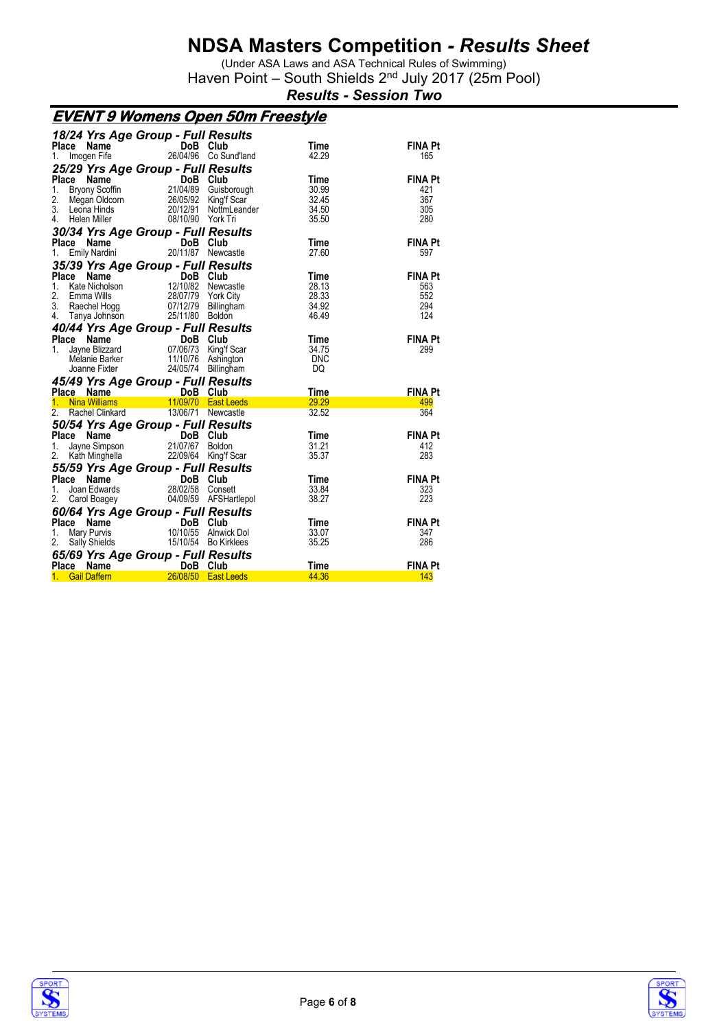# NDSA Masters Competition - *Results Sheet*

(Under ASA Laws and ASA Technical Rules of Swimming)

Haven Point – South Shields 2nd July 2017 (25m Pool)

***Results - Session Two***

## *EVENT 9 Womens Open 50m Freestyle*

### *18/24 Yrs Age Group - Full Results*

| Place | Name | DoB | Club | Time | FINA Pt |
|---|---|---|---|---|---|
| 1. | Imogen Fife | 26/04/96 | Co Sund'land | 42.29 | 165 |

### *25/29 Yrs Age Group - Full Results*

| Place | Name | DoB | Club | Time | FINA Pt |
|---|---|---|---|---|---|
| 1. | Bryony Scoffin | 21/04/89 | Guisborough | 30.99 | 421 |
| 2. | Megan Oldcorn | 26/05/92 | King'f Scar | 32.45 | 367 |
| 3. | Leona Hinds | 20/12/91 | NottmLeander | 34.50 | 305 |
| 4. | Helen Miller | 08/10/90 | York Tri | 35.50 | 280 |

### *30/34 Yrs Age Group - Full Results*

| Place | Name | DoB | Club | Time | FINA Pt |
|---|---|---|---|---|---|
| 1. | Emily Nardini | 20/11/87 | Newcastle | 27.60 | 597 |

### *35/39 Yrs Age Group - Full Results*

| Place | Name | DoB | Club | Time | FINA Pt |
|---|---|---|---|---|---|
| 1. | Kate Nicholson | 12/10/82 | Newcastle | 28.13 | 563 |
| 2. | Emma Wills | 28/07/79 | York City | 28.33 | 552 |
| 3. | Raechel Hogg | 07/12/79 | Billingham | 34.92 | 294 |
| 4. | Tanya Johnson | 25/11/80 | Boldon | 46.49 | 124 |

### *40/44 Yrs Age Group - Full Results*

| Place | Name | DoB | Club | Time | FINA Pt |
|---|---|---|---|---|---|
| 1. | Jayne Blizzard | 07/06/73 | King'f Scar | 34.75 | 299 |
| | Melanie Barker | 11/10/76 | Ashington | DNC | |
| | Joanne Fixter | 24/05/74 | Billingham | DQ | |

### *45/49 Yrs Age Group - Full Results*

| Place | Name | DoB | Club | Time | FINA Pt |
|---|---|---|---|---|---|
| 1. | Nina Williams | 11/09/70 | East Leeds | 29.29 | 499 |
| 2. | Rachel Clinkard | 13/06/71 | Newcastle | 32.52 | 364 |

### *50/54 Yrs Age Group - Full Results*

| Place | Name | DoB | Club | Time | FINA Pt |
|---|---|---|---|---|---|
| 1. | Jayne Simpson | 21/07/67 | Boldon | 31.21 | 412 |
| 2. | Kath Minghella | 22/09/64 | King'f Scar | 35.37 | 283 |

### *55/59 Yrs Age Group - Full Results*

| Place | Name | DoB | Club | Time | FINA Pt |
|---|---|---|---|---|---|
| 1. | Joan Edwards | 28/02/58 | Consett | 33.84 | 323 |
| 2. | Carol Boagey | 04/09/59 | AFSHartlepol | 38.27 | 223 |

### *60/64 Yrs Age Group - Full Results*

| Place | Name | DoB | Club | Time | FINA Pt |
|---|---|---|---|---|---|
| 1. | Mary Purvis | 10/10/55 | Alnwick Dol | 33.07 | 347 |
| 2. | Sally Shields | 15/10/54 | Bo Kirklees | 35.25 | 286 |

### *65/69 Yrs Age Group - Full Results*

| Place | Name | DoB | Club | Time | FINA Pt |
|---|---|---|---|---|---|
| 1. | Gail Daffern | 26/08/50 | East Leeds | 44.36 | 143 |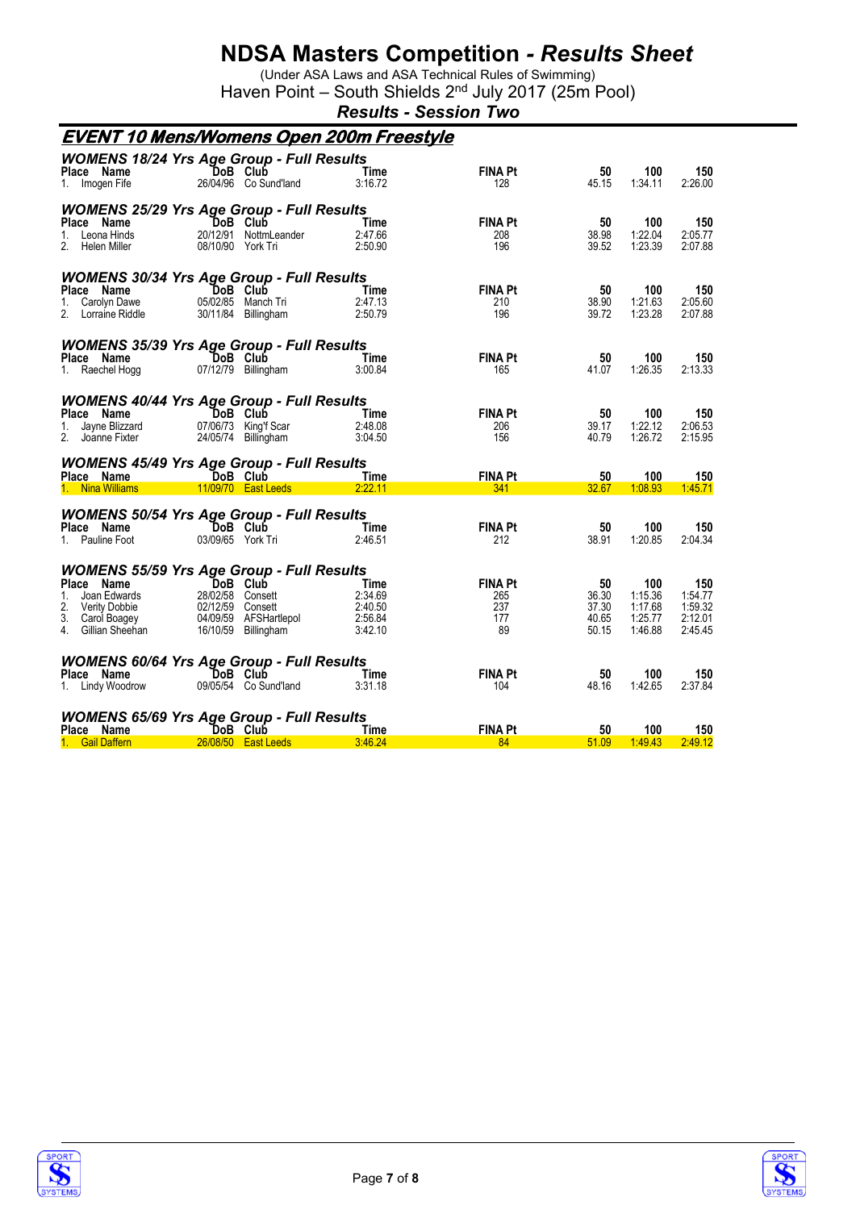# NDSA Masters Competition - *Results Sheet*

(Under ASA Laws and ASA Technical Rules of Swimming)
Haven Point – South Shields 2nd July 2017 (25m Pool)

***Results - Session Two***

## *EVENT 10 Mens/Womens Open 200m Freestyle*

### *WOMENS 18/24 Yrs Age Group - Full Results*

| Place | Name | DoB | Club | Time | FINA Pt | 50 | 100 | 150 |
|---|---|---|---|---|---|---|---|---|
| 1. | Imogen Fife | 26/04/96 | Co Sund'land | 3:16.72 | 128 | 45.15 | 1:34.11 | 2:26.00 |

### *WOMENS 25/29 Yrs Age Group - Full Results*

| Place | Name | DoB | Club | Time | FINA Pt | 50 | 100 | 150 |
|---|---|---|---|---|---|---|---|---|
| 1. | Leona Hinds | 20/12/91 | NottmLeander | 2:47.66 | 208 | 38.98 | 1:22.04 | 2:05.77 |
| 2. | Helen Miller | 08/10/90 | York Tri | 2:50.90 | 196 | 39.52 | 1:23.39 | 2:07.88 |

### *WOMENS 30/34 Yrs Age Group - Full Results*

| Place | Name | DoB | Club | Time | FINA Pt | 50 | 100 | 150 |
|---|---|---|---|---|---|---|---|---|
| 1. | Carolyn Dawe | 05/02/85 | Manch Tri | 2:47.13 | 210 | 38.90 | 1:21.63 | 2:05.60 |
| 2. | Lorraine Riddle | 30/11/84 | Billingham | 2:50.79 | 196 | 39.72 | 1:23.28 | 2:07.88 |

### *WOMENS 35/39 Yrs Age Group - Full Results*

| Place | Name | DoB | Club | Time | FINA Pt | 50 | 100 | 150 |
|---|---|---|---|---|---|---|---|---|
| 1. | Raechel Hogg | 07/12/79 | Billingham | 3:00.84 | 165 | 41.07 | 1:26.35 | 2:13.33 |

### *WOMENS 40/44 Yrs Age Group - Full Results*

| Place | Name | DoB | Club | Time | FINA Pt | 50 | 100 | 150 |
|---|---|---|---|---|---|---|---|---|
| 1. | Jayne Blizzard | 07/06/73 | King'f Scar | 2:48.08 | 206 | 39.17 | 1:22.12 | 2:06.53 |
| 2. | Joanne Fixter | 24/05/74 | Billingham | 3:04.50 | 156 | 40.79 | 1:26.72 | 2:15.95 |

### *WOMENS 45/49 Yrs Age Group - Full Results*

| Place | Name | DoB | Club | Time | FINA Pt | 50 | 100 | 150 |
|---|---|---|---|---|---|---|---|---|
| 1. | Nina Williams | 11/09/70 | East Leeds | 2:22.11 | 341 | 32.67 | 1:08.93 | 1:45.71 |

### *WOMENS 50/54 Yrs Age Group - Full Results*

| Place | Name | DoB | Club | Time | FINA Pt | 50 | 100 | 150 |
|---|---|---|---|---|---|---|---|---|
| 1. | Pauline Foot | 03/09/65 | York Tri | 2:46.51 | 212 | 38.91 | 1:20.85 | 2:04.34 |

### *WOMENS 55/59 Yrs Age Group - Full Results*

| Place | Name | DoB | Club | Time | FINA Pt | 50 | 100 | 150 |
|---|---|---|---|---|---|---|---|---|
| 1. | Joan Edwards | 28/02/58 | Consett | 2:34.69 | 265 | 36.30 | 1:15.36 | 1:54.77 |
| 2. | Verity Dobbie | 02/12/59 | Consett | 2:40.50 | 237 | 37.30 | 1:17.68 | 1:59.32 |
| 3. | Carol Boagey | 04/09/59 | AFSHartlepol | 2:56.84 | 177 | 40.65 | 1:25.77 | 2:12.01 |
| 4. | Gillian Sheehan | 16/10/59 | Billingham | 3:42.10 | 89 | 50.15 | 1:46.88 | 2:45.45 |

### *WOMENS 60/64 Yrs Age Group - Full Results*

| Place | Name | DoB | Club | Time | FINA Pt | 50 | 100 | 150 |
|---|---|---|---|---|---|---|---|---|
| 1. | Lindy Woodrow | 09/05/54 | Co Sund'land | 3:31.18 | 104 | 48.16 | 1:42.65 | 2:37.84 |

### *WOMENS 65/69 Yrs Age Group - Full Results*

| Place | Name | DoB | Club | Time | FINA Pt | 50 | 100 | 150 |
|---|---|---|---|---|---|---|---|---|
| 1. | Gail Daffern | 26/08/50 | East Leeds | 3:46.24 | 84 | 51.09 | 1:49.43 | 2:49.12 |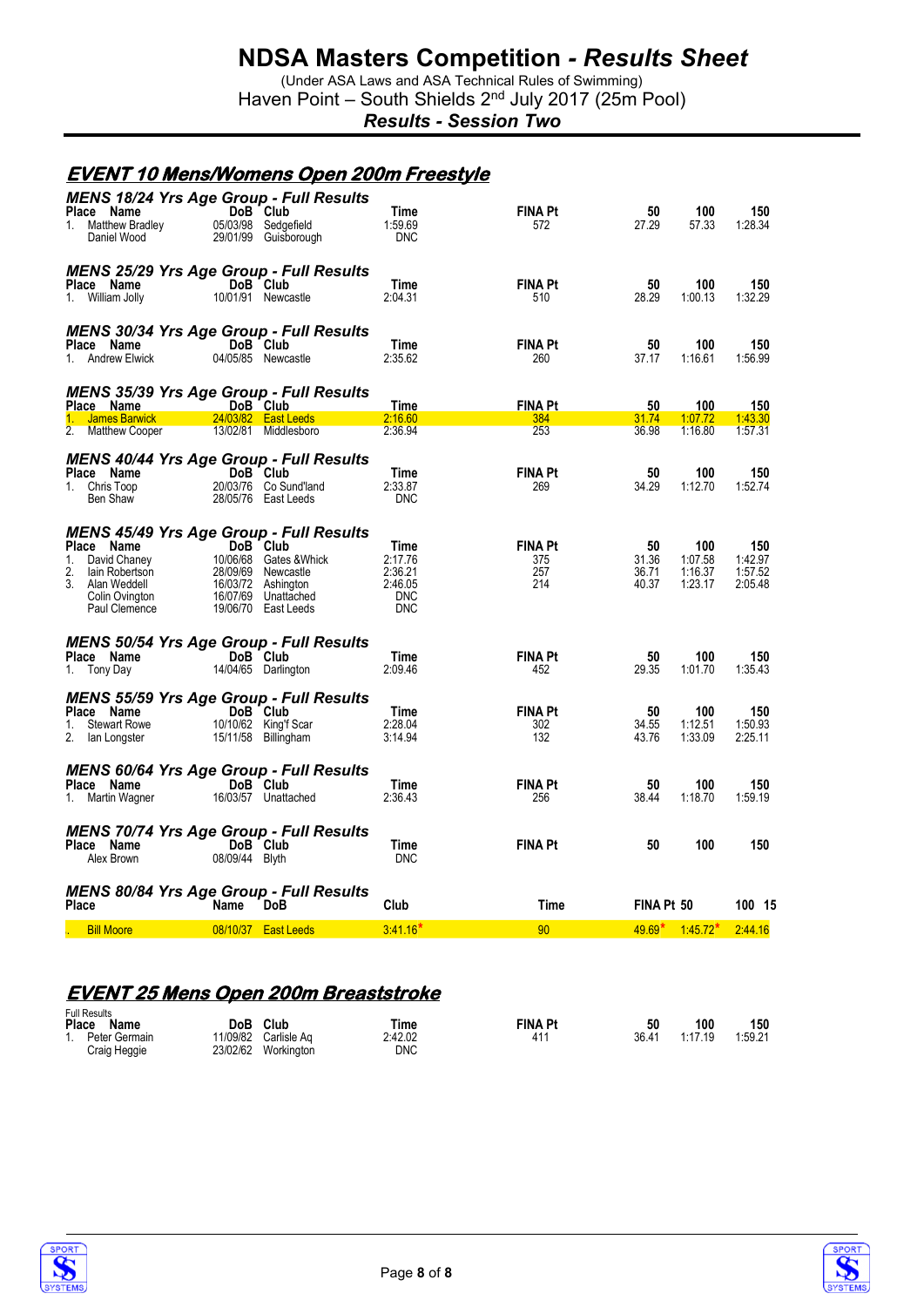# NDSA Masters Competition - *Results Sheet*

(Under ASA Laws and ASA Technical Rules of Swimming)
Haven Point – South Shields 2nd July 2017 (25m Pool)

***Results - Session Two***

## EVENT 10 Mens/Womens Open 200m Freestyle

### MENS 18/24 Yrs Age Group - Full Results

| Place | Name | DoB | Club | Time | FINA Pt | 50 | 100 | 150 |
|---|---|---|---|---|---|---|---|---|
| 1. | Matthew Bradley | 05/03/98 | Sedgefield | 1:59.69 | 572 | 27.29 | 57.33 | 1:28.34 |
| | Daniel Wood | 29/01/99 | Guisborough | DNC | | | | |

### MENS 25/29 Yrs Age Group - Full Results

| Place | Name | DoB | Club | Time | FINA Pt | 50 | 100 | 150 |
|---|---|---|---|---|---|---|---|---|
| 1. | William Jolly | 10/01/91 | Newcastle | 2:04.31 | 510 | 28.29 | 1:00.13 | 1:32.29 |

### MENS 30/34 Yrs Age Group - Full Results

| Place | Name | DoB | Club | Time | FINA Pt | 50 | 100 | 150 |
|---|---|---|---|---|---|---|---|---|
| 1. | Andrew Elwick | 04/05/85 | Newcastle | 2:35.62 | 260 | 37.17 | 1:16.61 | 1:56.99 |

### MENS 35/39 Yrs Age Group - Full Results

| Place | Name | DoB | Club | Time | FINA Pt | 50 | 100 | 150 |
|---|---|---|---|---|---|---|---|---|
| 1. | James Barwick | 24/03/82 | East Leeds | 2:16.60 | 384 | 31.74 | 1:07.72 | 1:43.30 |
| 2. | Matthew Cooper | 13/02/81 | Middlesboro | 2:36.94 | 253 | 36.98 | 1:16.80 | 1:57.31 |

### MENS 40/44 Yrs Age Group - Full Results

| Place | Name | DoB | Club | Time | FINA Pt | 50 | 100 | 150 |
|---|---|---|---|---|---|---|---|---|
| 1. | Chris Toop | 20/03/76 | Co Sund'land | 2:33.87 | 269 | 34.29 | 1:12.70 | 1:52.74 |
| | Ben Shaw | 28/05/76 | East Leeds | DNC | | | | |

### MENS 45/49 Yrs Age Group - Full Results

| Place | Name | DoB | Club | Time | FINA Pt | 50 | 100 | 150 |
|---|---|---|---|---|---|---|---|---|
| 1. | David Chaney | 10/06/68 | Gates &Whick | 2:17.76 | 375 | 31.36 | 1:07.58 | 1:42.97 |
| 2. | Iain Robertson | 28/09/69 | Newcastle | 2:36.21 | 257 | 36.71 | 1:16.37 | 1:57.52 |
| 3. | Alan Weddell | 16/03/72 | Ashington | 2:46.05 | 214 | 40.37 | 1:23.17 | 2:05.48 |
| | Colin Ovington | 16/07/69 | Unattached | DNC | | | | |
| | Paul Clemence | 19/06/70 | East Leeds | DNC | | | | |

### MENS 50/54 Yrs Age Group - Full Results

| Place | Name | DoB | Club | Time | FINA Pt | 50 | 100 | 150 |
|---|---|---|---|---|---|---|---|---|
| 1. | Tony Day | 14/04/65 | Darlington | 2:09.46 | 452 | 29.35 | 1:01.70 | 1:35.43 |

### MENS 55/59 Yrs Age Group - Full Results

| Place | Name | DoB | Club | Time | FINA Pt | 50 | 100 | 150 |
|---|---|---|---|---|---|---|---|---|
| 1. | Stewart Rowe | 10/10/62 | King'f Scar | 2:28.04 | 302 | 34.55 | 1:12.51 | 1:50.93 |
| 2. | Ian Longster | 15/11/58 | Billingham | 3:14.94 | 132 | 43.76 | 1:33.09 | 2:25.11 |

### MENS 60/64 Yrs Age Group - Full Results

| Place | Name | DoB | Club | Time | FINA Pt | 50 | 100 | 150 |
|---|---|---|---|---|---|---|---|---|
| 1. | Martin Wagner | 16/03/57 | Unattached | 2:36.43 | 256 | 38.44 | 1:18.70 | 1:59.19 |

### MENS 70/74 Yrs Age Group - Full Results

| Place | Name | DoB | Club | Time | FINA Pt | 50 | 100 | 150 |
|---|---|---|---|---|---|---|---|---|
| | Alex Brown | 08/09/44 | Blyth | DNC | | | | |

### MENS 80/84 Yrs Age Group - Full Results

| Place | Name | DoB | Club | Time | FINA Pt | 50 | 100 | 150 |
|---|---|---|---|---|---|---|---|---|
| . | Bill Moore | 08/10/37 | East Leeds | 3:41.16* | 90 | 49.69* | 1:45.72* | 2:44.16 |

## EVENT 25 Mens Open 200m Breaststroke

Full Results

| Place | Name | DoB | Club | Time | FINA Pt | 50 | 100 | 150 |
|---|---|---|---|---|---|---|---|---|
| 1. | Peter Germain | 11/09/82 | Carlisle Aq | 2:42.02 | 411 | 36.41 | 1:17.19 | 1:59.21 |
| | Craig Heggie | 23/02/62 | Workington | DNC | | | | |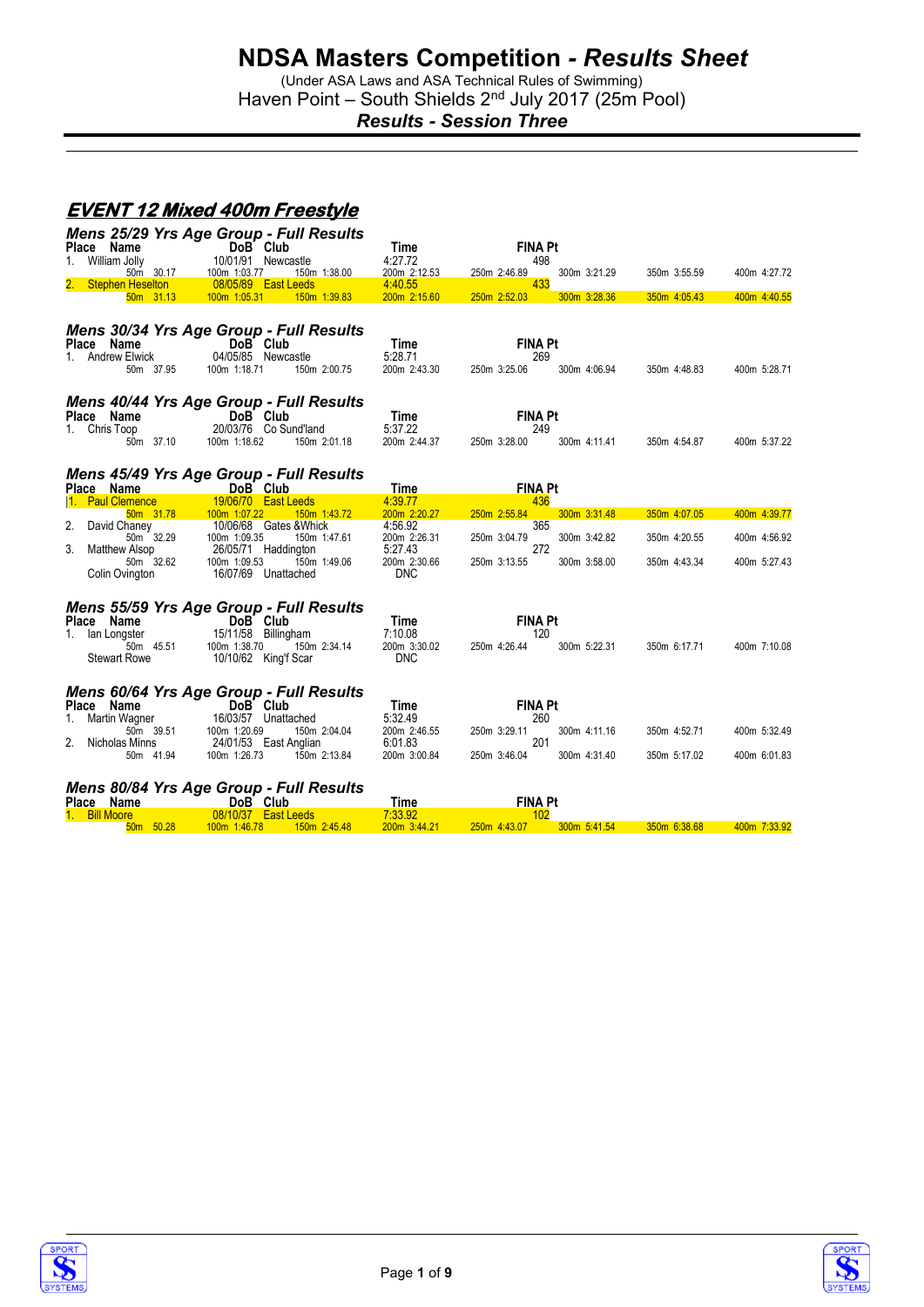# NDSA Masters Competition - *Results Sheet*

(Under ASA Laws and ASA Technical Rules of Swimming)

Haven Point – South Shields 2nd July 2017 (25m Pool)

***Results - Session Three***

## EVENT 12 Mixed 400m Freestyle

### Mens 25/29 Yrs Age Group - Full Results

| Place | Name | DoB | Club | Time | FINA Pt | | | |
|---|---|---|---|---|---|---|---|---|
| 1. | William Jolly | 10/01/91 | Newcastle | 4:27.72 | 498 | | | |
| | 50m 30.17 | 100m 1:03.77 | 150m 1:38.00 | 200m 2:12.53 | 250m 2:46.89 | 300m 3:21.29 | 350m 3:55.59 | 400m 4:27.72 |
| 2. | Stephen Heselton | 08/05/89 | East Leeds | 4:40.55 | 433 | | | |
| | 50m 31.13 | 100m 1:05.31 | 150m 1:39.83 | 200m 2:15.60 | 250m 2:52.03 | 300m 3:28.36 | 350m 4:05.43 | 400m 4:40.55 |

### Mens 30/34 Yrs Age Group - Full Results

| Place | Name | DoB | Club | Time | FINA Pt | | | |
|---|---|---|---|---|---|---|---|---|
| 1. | Andrew Elwick | 04/05/85 | Newcastle | 5:28.71 | 269 | | | |
| | 50m 37.95 | 100m 1:18.71 | 150m 2:00.75 | 200m 2:43.30 | 250m 3:25.06 | 300m 4:06.94 | 350m 4:48.83 | 400m 5:28.71 |

### Mens 40/44 Yrs Age Group - Full Results

| Place | Name | DoB | Club | Time | FINA Pt | | | |
|---|---|---|---|---|---|---|---|---|
| 1. | Chris Toop | 20/03/76 | Co Sund'land | 5:37.22 | 249 | | | |
| | 50m 37.10 | 100m 1:18.62 | 150m 2:01.18 | 200m 2:44.37 | 250m 3:28.00 | 300m 4:11.41 | 350m 4:54.87 | 400m 5:37.22 |

### Mens 45/49 Yrs Age Group - Full Results

| Place | Name | DoB | Club | Time | FINA Pt | | | |
|---|---|---|---|---|---|---|---|---|
| 1. | Paul Clemence | 19/06/70 | East Leeds | 4:39.77 | 436 | | | |
| | 50m 31.78 | 100m 1:07.22 | 150m 1:43.72 | 200m 2:20.27 | 250m 2:55.84 | 300m 3:31.48 | 350m 4:07.05 | 400m 4:39.77 |
| 2. | David Chaney | 10/06/68 | Gates &Whick | 4:56.92 | 365 | | | |
| | 50m 32.29 | 100m 1:09.35 | 150m 1:47.61 | 200m 2:26.31 | 250m 3:04.79 | 300m 3:42.82 | 350m 4:20.55 | 400m 4:56.92 |
| 3. | Matthew Alsop | 26/05/71 | Haddington | 5:27.43 | 272 | | | |
| | 50m 32.62 | 100m 1:09.53 | 150m 1:49.06 | 200m 2:30.66 | 250m 3:13.55 | 300m 3:58.00 | 350m 4:43.34 | 400m 5:27.43 |
| | Colin Ovington | 16/07/69 | Unattached | DNC | | | | |

### Mens 55/59 Yrs Age Group - Full Results

| Place | Name | DoB | Club | Time | FINA Pt | | | |
|---|---|---|---|---|---|---|---|---|
| 1. | Ian Longster | 15/11/58 | Billingham | 7:10.08 | 120 | | | |
| | 50m 45.51 | 100m 1:38.70 | 150m 2:34.14 | 200m 3:30.02 | 250m 4:26.44 | 300m 5:22.31 | 350m 6:17.71 | 400m 7:10.08 |
| | Stewart Rowe | 10/10/62 | King'f Scar | DNC | | | | |

### Mens 60/64 Yrs Age Group - Full Results

| Place | Name | DoB | Club | Time | FINA Pt | | | |
|---|---|---|---|---|---|---|---|---|
| 1. | Martin Wagner | 16/03/57 | Unattached | 5:32.49 | 260 | | | |
| | 50m 39.51 | 100m 1:20.69 | 150m 2:04.04 | 200m 2:46.55 | 250m 3:29.11 | 300m 4:11.16 | 350m 4:52.71 | 400m 5:32.49 |
| 2. | Nicholas Minns | 24/01/53 | East Anglian | 6:01.83 | 201 | | | |
| | 50m 41.94 | 100m 1:26.73 | 150m 2:13.84 | 200m 3:00.84 | 250m 3:46.04 | 300m 4:31.40 | 350m 5:17.02 | 400m 6:01.83 |

### Mens 80/84 Yrs Age Group - Full Results

| Place | Name | DoB | Club | Time | FINA Pt | | | |
|---|---|---|---|---|---|---|---|---|
| 1. | Bill Moore | 08/10/37 | East Leeds | 7:33.92 | 102 | | | |
| | 50m 50.28 | 100m 1:46.78 | 150m 2:45.48 | 200m 3:44.21 | 250m 4:43.07 | 300m 5:41.54 | 350m 6:38.68 | 400m 7:33.92 |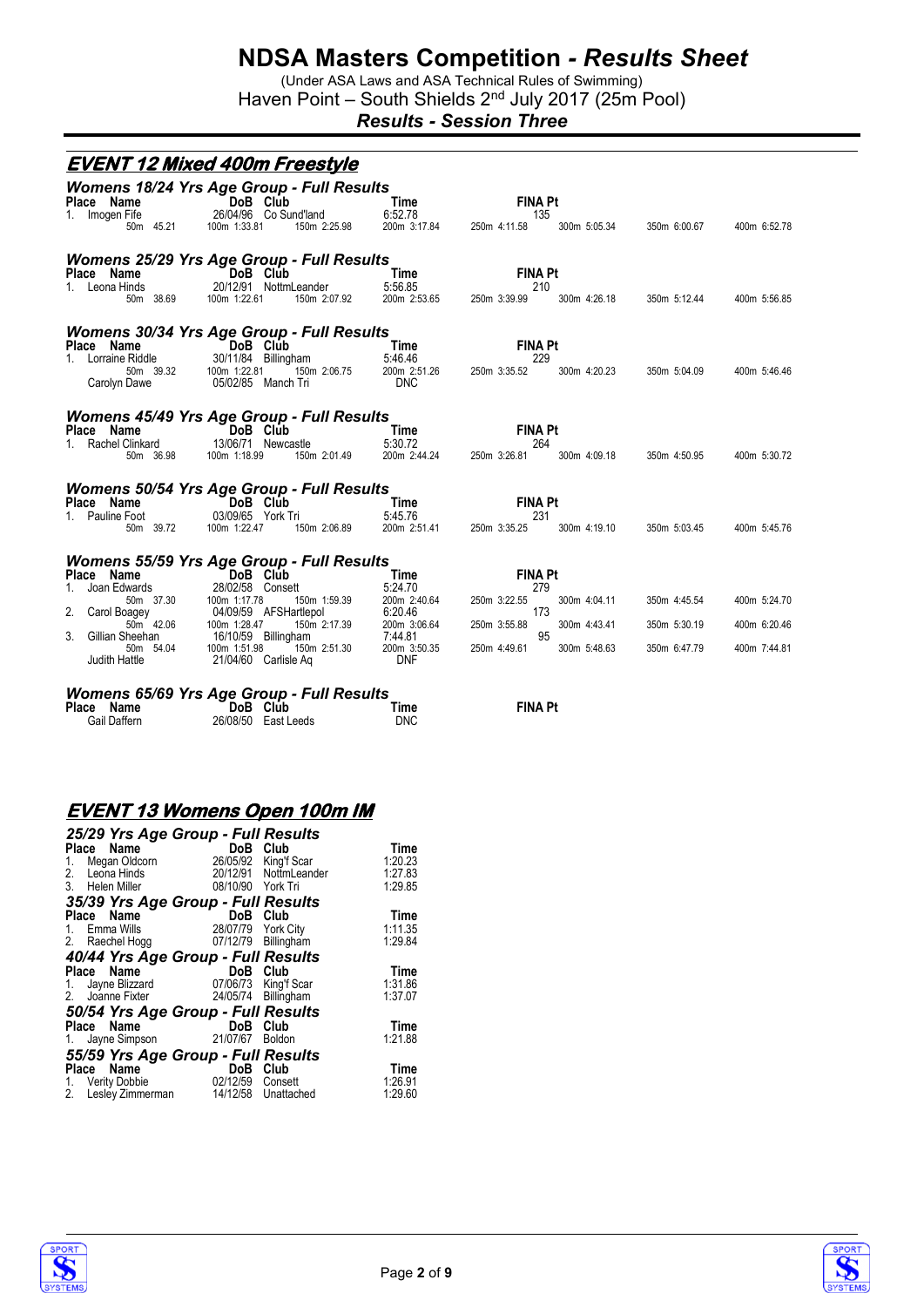# NDSA Masters Competition - *Results Sheet*

(Under ASA Laws and ASA Technical Rules of Swimming)
Haven Point – South Shields 2nd July 2017 (25m Pool)

***Results - Session Three***

## EVENT 12 Mixed 400m Freestyle

### *Womens 18/24 Yrs Age Group - Full Results*

| Place | Name | DoB | Club | Time | FINA Pt | | | |
|---|---|---|---|---|---|---|---|---|
| 1. | Imogen Fife | 26/04/96 | Co Sund'land | 6:52.78 | 135 | | | |
| | 50m 45.21 | 100m 1:33.81 | 150m 2:25.98 | 200m 3:17.84 | 250m 4:11.58 | 300m 5:05.34 | 350m 6:00.67 | 400m 6:52.78 |

### *Womens 25/29 Yrs Age Group - Full Results*

| Place | Name | DoB | Club | Time | FINA Pt | | | |
|---|---|---|---|---|---|---|---|---|
| 1. | Leona Hinds | 20/12/91 | NottmLeander | 5:56.85 | 210 | | | |
| | 50m 38.69 | 100m 1:22.61 | 150m 2:07.92 | 200m 2:53.65 | 250m 3:39.99 | 300m 4:26.18 | 350m 5:12.44 | 400m 5:56.85 |

### *Womens 30/34 Yrs Age Group - Full Results*

| Place | Name | DoB | Club | Time | FINA Pt | | | |
|---|---|---|---|---|---|---|---|---|
| 1. | Lorraine Riddle | 30/11/84 | Billingham | 5:46.46 | 229 | | | |
| | 50m 39.32 | 100m 1:22.81 | 150m 2:06.75 | 200m 2:51.26 | 250m 3:35.52 | 300m 4:20.23 | 350m 5:04.09 | 400m 5:46.46 |
| | Carolyn Dawe | 05/02/85 | Manch Tri | DNC | | | | |

### *Womens 45/49 Yrs Age Group - Full Results*

| Place | Name | DoB | Club | Time | FINA Pt | | | |
|---|---|---|---|---|---|---|---|---|
| 1. | Rachel Clinkard | 13/06/71 | Newcastle | 5:30.72 | 264 | | | |
| | 50m 36.98 | 100m 1:18.99 | 150m 2:01.49 | 200m 2:44.24 | 250m 3:26.81 | 300m 4:09.18 | 350m 4:50.95 | 400m 5:30.72 |

### *Womens 50/54 Yrs Age Group - Full Results*

| Place | Name | DoB | Club | Time | FINA Pt | | | |
|---|---|---|---|---|---|---|---|---|
| 1. | Pauline Foot | 03/09/65 | York Tri | 5:45.76 | 231 | | | |
| | 50m 39.72 | 100m 1:22.47 | 150m 2:06.89 | 200m 2:51.41 | 250m 3:35.25 | 300m 4:19.10 | 350m 5:03.45 | 400m 5:45.76 |

### *Womens 55/59 Yrs Age Group - Full Results*

| Place | Name | DoB | Club | Time | FINA Pt | | | |
|---|---|---|---|---|---|---|---|---|
| 1. | Joan Edwards | 28/02/58 | Consett | 5:24.70 | 279 | | | |
| | 50m 37.30 | 100m 1:17.78 | 150m 1:59.39 | 200m 2:40.64 | 250m 3:22.55 | 300m 4:04.11 | 350m 4:45.54 | 400m 5:24.70 |
| 2. | Carol Boagey | 04/09/59 | AFSHartlepol | 6:20.46 | 173 | | | |
| | 50m 42.06 | 100m 1:28.47 | 150m 2:17.39 | 200m 3:06.64 | 250m 3:55.88 | 300m 4:43.41 | 350m 5:30.19 | 400m 6:20.46 |
| 3. | Gillian Sheehan | 16/10/59 | Billingham | 7:44.81 | 95 | | | |
| | 50m 54.04 | 100m 1:51.98 | 150m 2:51.30 | 200m 3:50.35 | 250m 4:49.61 | 300m 5:48.63 | 350m 6:47.79 | 400m 7:44.81 |
| | Judith Hattle | 21/04/60 | Carlisle Aq | DNF | | | | |

### *Womens 65/69 Yrs Age Group - Full Results*

| Place | Name | DoB | Club | Time | FINA Pt |
|---|---|---|---|---|---|
| | Gail Daffern | 26/08/50 | East Leeds | DNC | |

## EVENT 13 Womens Open 100m IM

### *25/29 Yrs Age Group - Full Results*

| Place | Name | DoB | Club | Time |
|---|---|---|---|---|
| 1. | Megan Oldcorn | 26/05/92 | King'f Scar | 1:20.23 |
| 2. | Leona Hinds | 20/12/91 | NottmLeander | 1:27.83 |
| 3. | Helen Miller | 08/10/90 | York Tri | 1:29.85 |

### *35/39 Yrs Age Group - Full Results*

| Place | Name | DoB | Club | Time |
|---|---|---|---|---|
| 1. | Emma Wills | 28/07/79 | York City | 1:11.35 |
| 2. | Raechel Hogg | 07/12/79 | Billingham | 1:29.84 |

### *40/44 Yrs Age Group - Full Results*

| Place | Name | DoB | Club | Time |
|---|---|---|---|---|
| 1. | Jayne Blizzard | 07/06/73 | King'f Scar | 1:31.86 |
| 2. | Joanne Fixter | 24/05/74 | Billingham | 1:37.07 |

### *50/54 Yrs Age Group - Full Results*

| Place | Name | DoB | Club | Time |
|---|---|---|---|---|
| 1. | Jayne Simpson | 21/07/67 | Boldon | 1:21.88 |

### *55/59 Yrs Age Group - Full Results*

| Place | Name | DoB | Club | Time |
|---|---|---|---|---|
| 1. | Verity Dobbie | 02/12/59 | Consett | 1:26.91 |
| 2. | Lesley Zimmerman | 14/12/58 | Unattached | 1:29.60 |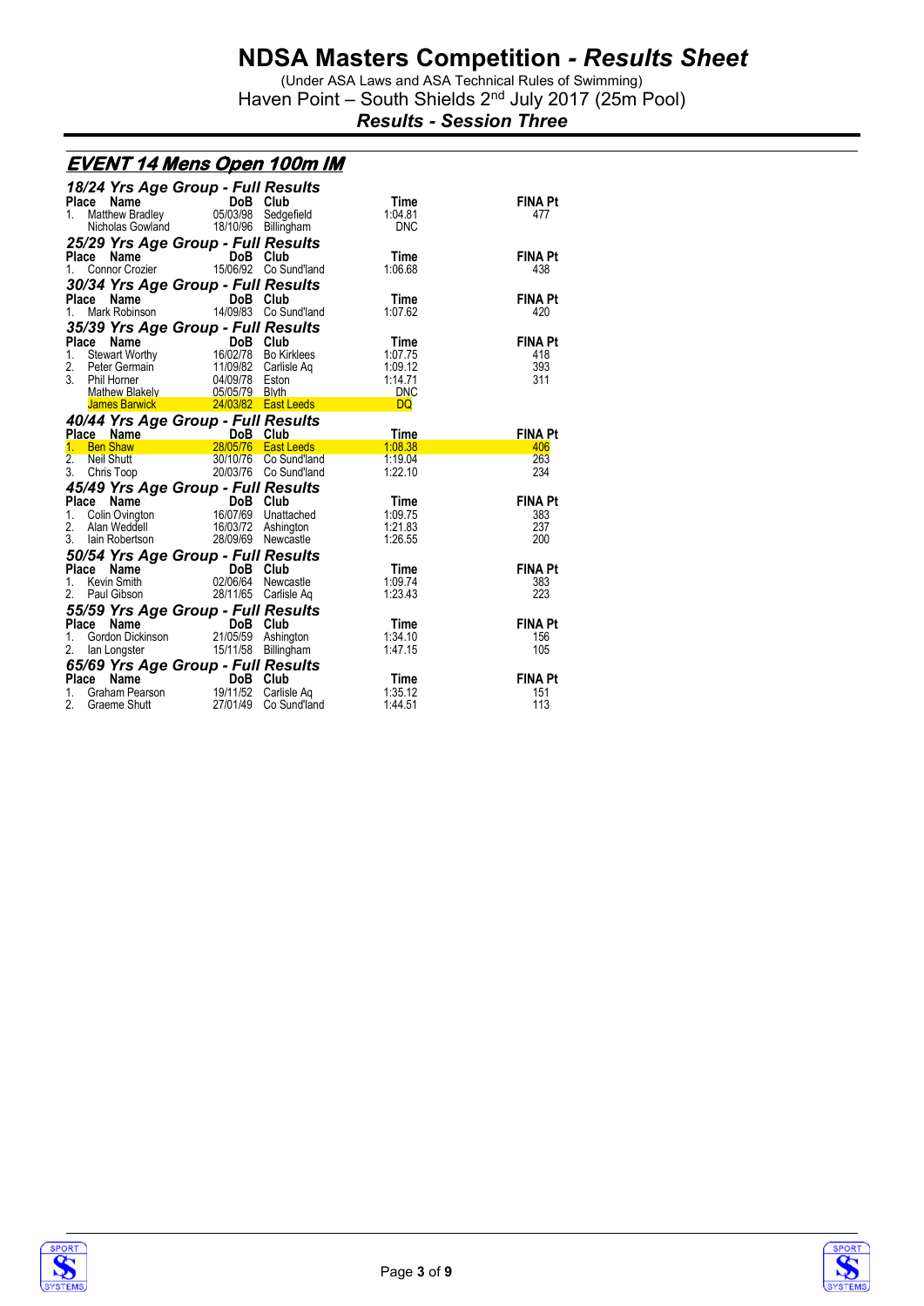# NDSA Masters Competition - *Results Sheet*

(Under ASA Laws and ASA Technical Rules of Swimming)
Haven Point – South Shields 2nd July 2017 (25m Pool)

***Results - Session Three***

## EVENT 14 Mens Open 100m IM

### 18/24 Yrs Age Group - Full Results

| Place | Name | DoB | Club | Time | FINA Pt |
|---|---|---|---|---|---|
| 1. | Matthew Bradley | 05/03/98 | Sedgefield | 1:04.81 | 477 |
| | Nicholas Gowland | 18/10/96 | Billingham | DNC | |

### 25/29 Yrs Age Group - Full Results

| Place | Name | DoB | Club | Time | FINA Pt |
|---|---|---|---|---|---|
| 1. | Connor Crozier | 15/06/92 | Co Sund'land | 1:06.68 | 438 |

### 30/34 Yrs Age Group - Full Results

| Place | Name | DoB | Club | Time | FINA Pt |
|---|---|---|---|---|---|
| 1. | Mark Robinson | 14/09/83 | Co Sund'land | 1:07.62 | 420 |

### 35/39 Yrs Age Group - Full Results

| Place | Name | DoB | Club | Time | FINA Pt |
|---|---|---|---|---|---|
| 1. | Stewart Worthy | 16/02/78 | Bo Kirklees | 1:07.75 | 418 |
| 2. | Peter Germain | 11/09/82 | Carlisle Aq | 1:09.12 | 393 |
| 3. | Phil Horner | 04/09/78 | Eston | 1:14.71 | 311 |
| | Mathew Blakely | 05/05/79 | Blyth | DNC | |
| | James Barwick | 24/03/82 | East Leeds | DQ | |

### 40/44 Yrs Age Group - Full Results

| Place | Name | DoB | Club | Time | FINA Pt |
|---|---|---|---|---|---|
| 1. | Ben Shaw | 28/05/76 | East Leeds | 1:08.38 | 406 |
| 2. | Neil Shutt | 30/10/76 | Co Sund'land | 1:19.04 | 263 |
| 3. | Chris Toop | 20/03/76 | Co Sund'land | 1:22.10 | 234 |

### 45/49 Yrs Age Group - Full Results

| Place | Name | DoB | Club | Time | FINA Pt |
|---|---|---|---|---|---|
| 1. | Colin Ovington | 16/07/69 | Unattached | 1:09.75 | 383 |
| 2. | Alan Weddell | 16/03/72 | Ashington | 1:21.83 | 237 |
| 3. | Iain Robertson | 28/09/69 | Newcastle | 1:26.55 | 200 |

### 50/54 Yrs Age Group - Full Results

| Place | Name | DoB | Club | Time | FINA Pt |
|---|---|---|---|---|---|
| 1. | Kevin Smith | 02/06/64 | Newcastle | 1:09.74 | 383 |
| 2. | Paul Gibson | 28/11/65 | Carlisle Aq | 1:23.43 | 223 |

### 55/59 Yrs Age Group - Full Results

| Place | Name | DoB | Club | Time | FINA Pt |
|---|---|---|---|---|---|
| 1. | Gordon Dickinson | 21/05/59 | Ashington | 1:34.10 | 156 |
| 2. | Ian Longster | 15/11/58 | Billingham | 1:47.15 | 105 |

### 65/69 Yrs Age Group - Full Results

| Place | Name | DoB | Club | Time | FINA Pt |
|---|---|---|---|---|---|
| 1. | Graham Pearson | 19/11/52 | Carlisle Aq | 1:35.12 | 151 |
| 2. | Graeme Shutt | 27/01/49 | Co Sund'land | 1:44.51 | 113 |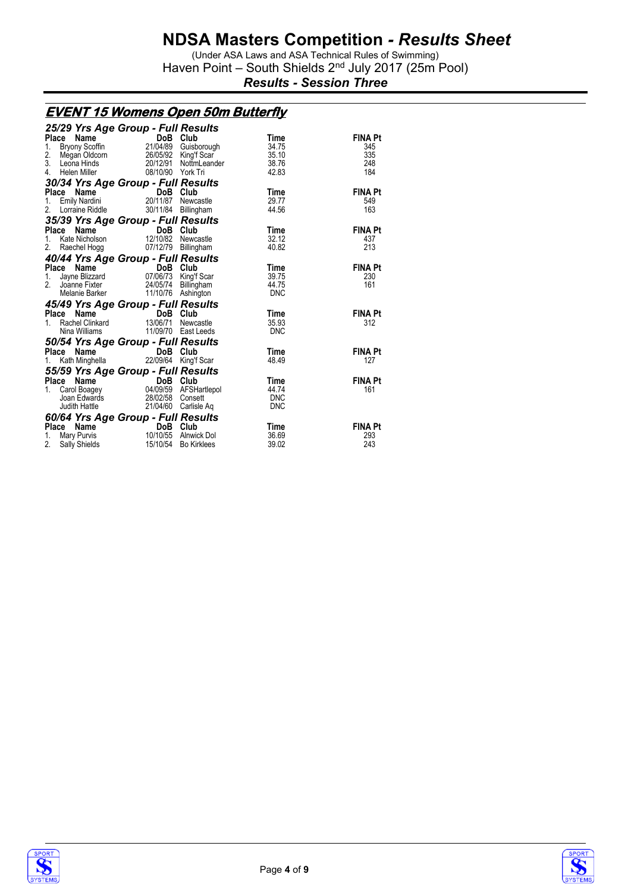# NDSA Masters Competition - *Results Sheet*

(Under ASA Laws and ASA Technical Rules of Swimming)

Haven Point – South Shields 2nd July 2017 (25m Pool)

***Results - Session Three***

## EVENT 15 Womens Open 50m Butterfly

### 25/29 Yrs Age Group - Full Results

| Place | Name | DoB | Club | Time | FINA Pt |
|---|---|---|---|---|---|
| 1. | Bryony Scoffin | 21/04/89 | Guisborough | 34.75 | 345 |
| 2. | Megan Oldcorn | 26/05/92 | King'f Scar | 35.10 | 335 |
| 3. | Leona Hinds | 20/12/91 | NottmLeander | 38.76 | 248 |
| 4. | Helen Miller | 08/10/90 | York Tri | 42.83 | 184 |

### 30/34 Yrs Age Group - Full Results

| Place | Name | DoB | Club | Time | FINA Pt |
|---|---|---|---|---|---|
| 1. | Emily Nardini | 20/11/87 | Newcastle | 29.77 | 549 |
| 2. | Lorraine Riddle | 30/11/84 | Billingham | 44.56 | 163 |

### 35/39 Yrs Age Group - Full Results

| Place | Name | DoB | Club | Time | FINA Pt |
|---|---|---|---|---|---|
| 1. | Kate Nicholson | 12/10/82 | Newcastle | 32.12 | 437 |
| 2. | Raechel Hogg | 07/12/79 | Billingham | 40.82 | 213 |

### 40/44 Yrs Age Group - Full Results

| Place | Name | DoB | Club | Time | FINA Pt |
|---|---|---|---|---|---|
| 1. | Jayne Blizzard | 07/06/73 | King'f Scar | 39.75 | 230 |
| 2. | Joanne Fixter | 24/05/74 | Billingham | 44.75 | 161 |
| | Melanie Barker | 11/10/76 | Ashington | DNC | |

### 45/49 Yrs Age Group - Full Results

| Place | Name | DoB | Club | Time | FINA Pt |
|---|---|---|---|---|---|
| 1. | Rachel Clinkard | 13/06/71 | Newcastle | 35.93 | 312 |
| | Nina Williams | 11/09/70 | East Leeds | DNC | |

### 50/54 Yrs Age Group - Full Results

| Place | Name | DoB | Club | Time | FINA Pt |
|---|---|---|---|---|---|
| 1. | Kath Minghella | 22/09/64 | King'f Scar | 48.49 | 127 |

### 55/59 Yrs Age Group - Full Results

| Place | Name | DoB | Club | Time | FINA Pt |
|---|---|---|---|---|---|
| 1. | Carol Boagey | 04/09/59 | AFSHartlepol | 44.74 | 161 |
| | Joan Edwards | 28/02/58 | Consett | DNC | |
| | Judith Hattle | 21/04/60 | Carlisle Aq | DNC | |

### 60/64 Yrs Age Group - Full Results

| Place | Name | DoB | Club | Time | FINA Pt |
|---|---|---|---|---|---|
| 1. | Mary Purvis | 10/10/55 | Alnwick Dol | 36.69 | 293 |
| 2. | Sally Shields | 15/10/54 | Bo Kirklees | 39.02 | 243 |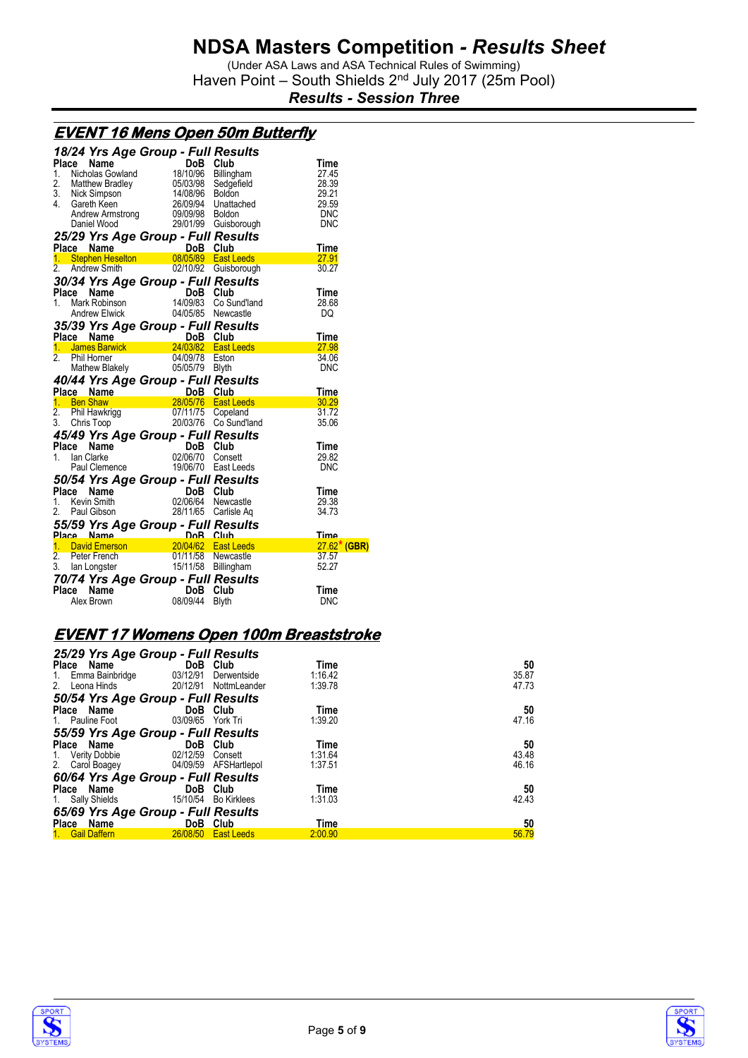# NDSA Masters Competition - *Results Sheet*

(Under ASA Laws and ASA Technical Rules of Swimming)
Haven Point – South Shields 2nd July 2017 (25m Pool)
***Results - Session Three***

## EVENT 16 Mens Open 50m Butterfly

### 18/24 Yrs Age Group - Full Results

| Place | Name | DoB | Club | Time |
|---|---|---|---|---|
| 1. | Nicholas Gowland | 18/10/96 | Billingham | 27.45 |
| 2. | Matthew Bradley | 05/03/98 | Sedgefield | 28.39 |
| 3. | Nick Simpson | 14/08/96 | Boldon | 29.21 |
| 4. | Gareth Keen | 26/09/94 | Unattached | 29.59 |
| | Andrew Armstrong | 09/09/98 | Boldon | DNC |
| | Daniel Wood | 29/01/99 | Guisborough | DNC |

### 25/29 Yrs Age Group - Full Results

| Place | Name | DoB | Club | Time |
|---|---|---|---|---|
| 1. | Stephen Heselton | 08/05/89 | East Leeds | 27.91 |
| 2. | Andrew Smith | 02/10/92 | Guisborough | 30.27 |

### 30/34 Yrs Age Group - Full Results

| Place | Name | DoB | Club | Time |
|---|---|---|---|---|
| 1. | Mark Robinson | 14/09/83 | Co Sund'land | 28.68 |
| | Andrew Elwick | 04/05/85 | Newcastle | DQ |

### 35/39 Yrs Age Group - Full Results

| Place | Name | DoB | Club | Time |
|---|---|---|---|---|
| 1. | James Barwick | 24/03/82 | East Leeds | 27.98 |
| 2. | Phil Horner | 04/09/78 | Eston | 34.06 |
| | Mathew Blakely | 05/05/79 | Blyth | DNC |

### 40/44 Yrs Age Group - Full Results

| Place | Name | DoB | Club | Time |
|---|---|---|---|---|
| 1. | Ben Shaw | 28/05/76 | East Leeds | 30.29 |
| 2. | Phil Hawkrigg | 07/11/75 | Copeland | 31.72 |
| 3. | Chris Toop | 20/03/76 | Co Sund'land | 35.06 |

### 45/49 Yrs Age Group - Full Results

| Place | Name | DoB | Club | Time |
|---|---|---|---|---|
| 1. | Ian Clarke | 02/06/70 | Consett | 29.82 |
| | Paul Clemence | 19/06/70 | East Leeds | DNC |

### 50/54 Yrs Age Group - Full Results

| Place | Name | DoB | Club | Time |
|---|---|---|---|---|
| 1. | Kevin Smith | 02/06/64 | Newcastle | 29.38 |
| 2. | Paul Gibson | 28/11/65 | Carlisle Aq | 34.73 |

### 55/59 Yrs Age Group - Full Results

| Place | Name | DoB | Club | Time |
|---|---|---|---|---|
| 1. | David Emerson | 20/04/62 | East Leeds | 27.62* (GBR) |
| 2. | Peter French | 01/11/58 | Newcastle | 37.57 |
| 3. | Ian Longster | 15/11/58 | Billingham | 52.27 |

### 70/74 Yrs Age Group - Full Results

| Place | Name | DoB | Club | Time |
|---|---|---|---|---|
| | Alex Brown | 08/09/44 | Blyth | DNC |

## EVENT 17 Womens Open 100m Breaststroke

### 25/29 Yrs Age Group - Full Results

| Place | Name | DoB | Club | Time | 50 |
|---|---|---|---|---|---|
| 1. | Emma Bainbridge | 03/12/91 | Derwentside | 1:16.42 | 35.87 |
| 2. | Leona Hinds | 20/12/91 | NottmLeander | 1:39.78 | 47.73 |

### 50/54 Yrs Age Group - Full Results

| Place | Name | DoB | Club | Time | 50 |
|---|---|---|---|---|---|
| 1. | Pauline Foot | 03/09/65 | York Tri | 1:39.20 | 47.16 |

### 55/59 Yrs Age Group - Full Results

| Place | Name | DoB | Club | Time | 50 |
|---|---|---|---|---|---|
| 1. | Verity Dobbie | 02/12/59 | Consett | 1:31.64 | 43.48 |
| 2. | Carol Boagey | 04/09/59 | AFSHartlepol | 1:37.51 | 46.16 |

### 60/64 Yrs Age Group - Full Results

| Place | Name | DoB | Club | Time | 50 |
|---|---|---|---|---|---|
| 1. | Sally Shields | 15/10/54 | Bo Kirklees | 1:31.03 | 42.43 |

### 65/69 Yrs Age Group - Full Results

| Place | Name | DoB | Club | Time | 50 |
|---|---|---|---|---|---|
| 1. | Gail Daffern | 26/08/50 | East Leeds | 2:00.90 | 56.79 |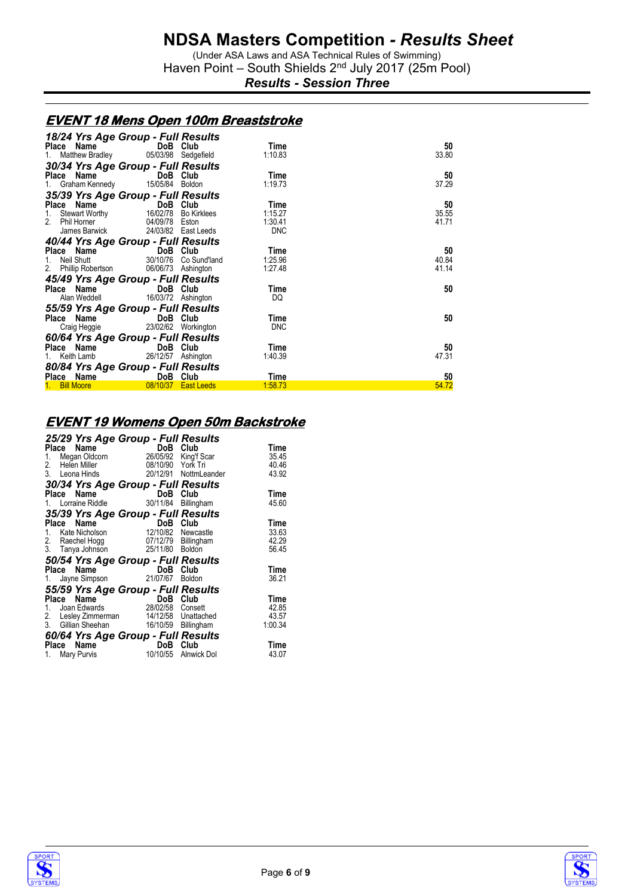# NDSA Masters Competition - *Results Sheet*

(Under ASA Laws and ASA Technical Rules of Swimming)
Haven Point – South Shields 2nd July 2017 (25m Pool)

***Results - Session Three***

## EVENT 18 Mens Open 100m Breaststroke

### 18/24 Yrs Age Group - Full Results

| Place | Name | DoB | Club | Time | 50 |
|---|---|---|---|---|---|
| 1. | Matthew Bradley | 05/03/98 | Sedgefield | 1:10.83 | 33.80 |

### 30/34 Yrs Age Group - Full Results

| Place | Name | DoB | Club | Time | 50 |
|---|---|---|---|---|---|
| 1. | Graham Kennedy | 15/05/84 | Boldon | 1:19.73 | 37.29 |

### 35/39 Yrs Age Group - Full Results

| Place | Name | DoB | Club | Time | 50 |
|---|---|---|---|---|---|
| 1. | Stewart Worthy | 16/02/78 | Bo Kirklees | 1:15.27 | 35.55 |
| 2. | Phil Horner | 04/09/78 | Eston | 1:30.41 | 41.71 |
| | James Barwick | 24/03/82 | East Leeds | DNC | |

### 40/44 Yrs Age Group - Full Results

| Place | Name | DoB | Club | Time | 50 |
|---|---|---|---|---|---|
| 1. | Neil Shutt | 30/10/76 | Co Sund'land | 1:25.96 | 40.84 |
| 2. | Phillip Robertson | 06/06/73 | Ashington | 1:27.48 | 41.14 |

### 45/49 Yrs Age Group - Full Results

| Place | Name | DoB | Club | Time | 50 |
|---|---|---|---|---|---|
| | Alan Weddell | 16/03/72 | Ashington | DQ | |

### 55/59 Yrs Age Group - Full Results

| Place | Name | DoB | Club | Time | 50 |
|---|---|---|---|---|---|
| | Craig Heggie | 23/02/62 | Workington | DNC | |

### 60/64 Yrs Age Group - Full Results

| Place | Name | DoB | Club | Time | 50 |
|---|---|---|---|---|---|
| 1. | Keith Lamb | 26/12/57 | Ashington | 1:40.39 | 47.31 |

### 80/84 Yrs Age Group - Full Results

| Place | Name | DoB | Club | Time | 50 |
|---|---|---|---|---|---|
| 1. | Bill Moore | 08/10/37 | East Leeds | 1:58.73 | 54.72 |

## EVENT 19 Womens Open 50m Backstroke

### 25/29 Yrs Age Group - Full Results

| Place | Name | DoB | Club | Time |
|---|---|---|---|---|
| 1. | Megan Oldcorn | 26/05/92 | King'f Scar | 35.45 |
| 2. | Helen Miller | 08/10/90 | York Tri | 40.46 |
| 3. | Leona Hinds | 20/12/91 | NottmLeander | 43.92 |

### 30/34 Yrs Age Group - Full Results

| Place | Name | DoB | Club | Time |
|---|---|---|---|---|
| 1. | Lorraine Riddle | 30/11/84 | Billingham | 45.60 |

### 35/39 Yrs Age Group - Full Results

| Place | Name | DoB | Club | Time |
|---|---|---|---|---|
| 1. | Kate Nicholson | 12/10/82 | Newcastle | 33.63 |
| 2. | Raechel Hogg | 07/12/79 | Billingham | 42.29 |
| 3. | Tanya Johnson | 25/11/80 | Boldon | 56.45 |

### 50/54 Yrs Age Group - Full Results

| Place | Name | DoB | Club | Time |
|---|---|---|---|---|
| 1. | Jayne Simpson | 21/07/67 | Boldon | 36.21 |

### 55/59 Yrs Age Group - Full Results

| Place | Name | DoB | Club | Time |
|---|---|---|---|---|
| 1. | Joan Edwards | 28/02/58 | Consett | 42.85 |
| 2. | Lesley Zimmerman | 14/12/58 | Unattached | 43.57 |
| 3. | Gillian Sheehan | 16/10/59 | Billingham | 1:00.34 |

### 60/64 Yrs Age Group - Full Results

| Place | Name | DoB | Club | Time |
|---|---|---|---|---|
| 1. | Mary Purvis | 10/10/55 | Alnwick Dol | 43.07 |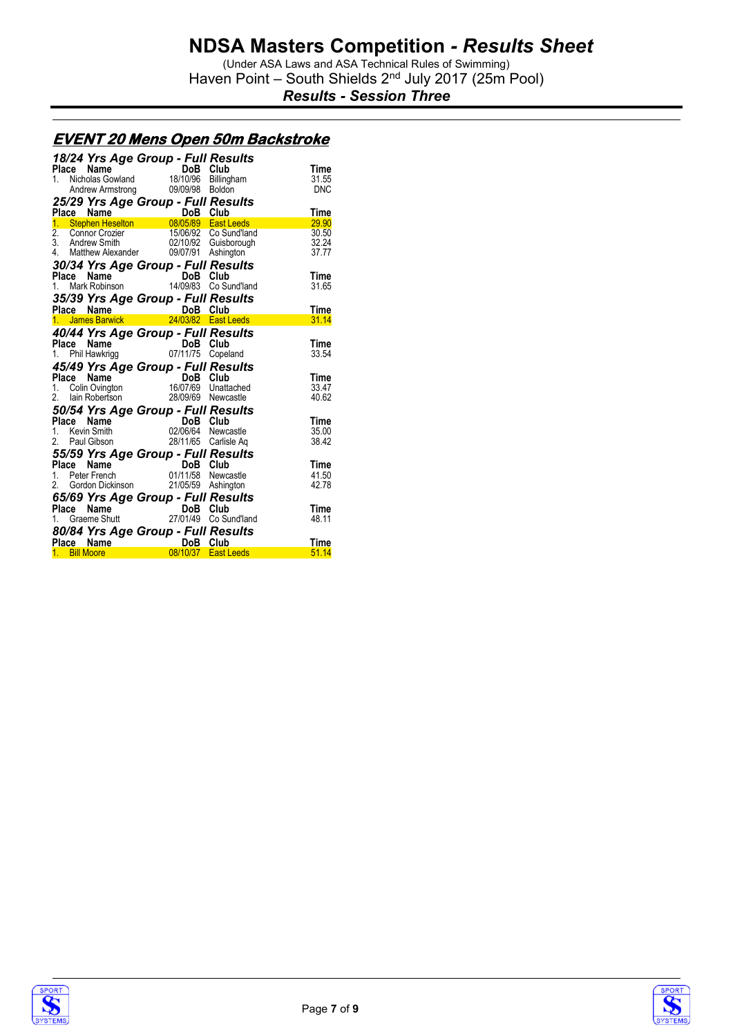# NDSA Masters Competition - *Results Sheet*

(Under ASA Laws and ASA Technical Rules of Swimming)

Haven Point – South Shields 2nd July 2017 (25m Pool)

***Results - Session Three***

## EVENT 20 Mens Open 50m Backstroke

### *18/24 Yrs Age Group - Full Results*

| Place | Name | DoB | Club | Time |
|---|---|---|---|---|
| 1. | Nicholas Gowland | 18/10/96 | Billingham | 31.55 |
| | Andrew Armstrong | 09/09/98 | Boldon | DNC |

### *25/29 Yrs Age Group - Full Results*

| Place | Name | DoB | Club | Time |
|---|---|---|---|---|
| 1. | Stephen Heselton | 08/05/89 | East Leeds | 29.90 |
| 2. | Connor Crozier | 15/06/92 | Co Sund'land | 30.50 |
| 3. | Andrew Smith | 02/10/92 | Guisborough | 32.24 |
| 4. | Matthew Alexander | 09/07/91 | Ashington | 37.77 |

### *30/34 Yrs Age Group - Full Results*

| Place | Name | DoB | Club | Time |
|---|---|---|---|---|
| 1. | Mark Robinson | 14/09/83 | Co Sund'land | 31.65 |

### *35/39 Yrs Age Group - Full Results*

| Place | Name | DoB | Club | Time |
|---|---|---|---|---|
| 1. | James Barwick | 24/03/82 | East Leeds | 31.14 |

### *40/44 Yrs Age Group - Full Results*

| Place | Name | DoB | Club | Time |
|---|---|---|---|---|
| 1. | Phil Hawkrigg | 07/11/75 | Copeland | 33.54 |

### *45/49 Yrs Age Group - Full Results*

| Place | Name | DoB | Club | Time |
|---|---|---|---|---|
| 1. | Colin Ovington | 16/07/69 | Unattached | 33.47 |
| 2. | Iain Robertson | 28/09/69 | Newcastle | 40.62 |

### *50/54 Yrs Age Group - Full Results*

| Place | Name | DoB | Club | Time |
|---|---|---|---|---|
| 1. | Kevin Smith | 02/06/64 | Newcastle | 35.00 |
| 2. | Paul Gibson | 28/11/65 | Carlisle Aq | 38.42 |

### *55/59 Yrs Age Group - Full Results*

| Place | Name | DoB | Club | Time |
|---|---|---|---|---|
| 1. | Peter French | 01/11/58 | Newcastle | 41.50 |
| 2. | Gordon Dickinson | 21/05/59 | Ashington | 42.78 |

### *65/69 Yrs Age Group - Full Results*

| Place | Name | DoB | Club | Time |
|---|---|---|---|---|
| 1. | Graeme Shutt | 27/01/49 | Co Sund'land | 48.11 |

### *80/84 Yrs Age Group - Full Results*

| Place | Name | DoB | Club | Time |
|---|---|---|---|---|
| 1. | Bill Moore | 08/10/37 | East Leeds | 51.14 |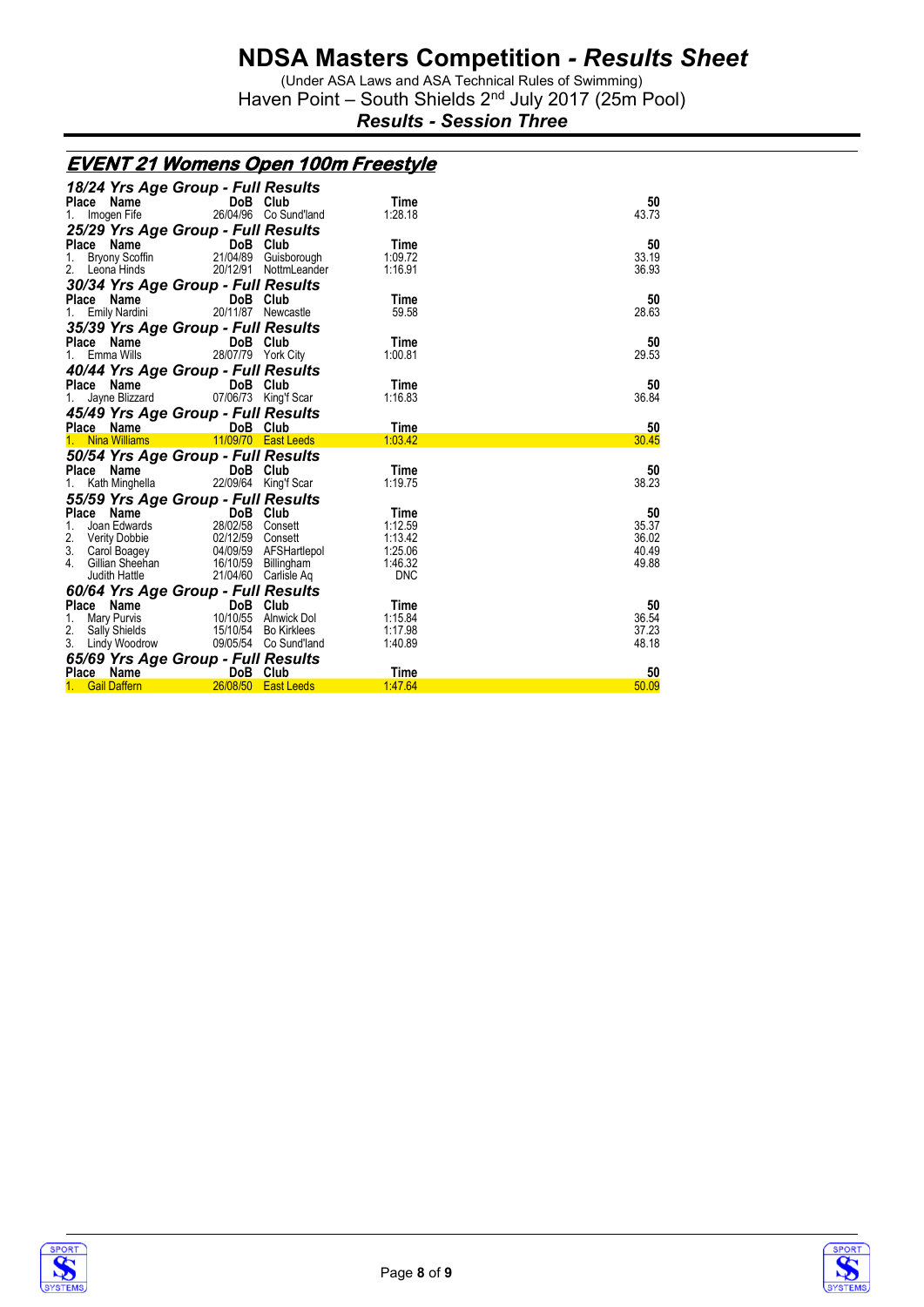# NDSA Masters Competition - *Results Sheet*

(Under ASA Laws and ASA Technical Rules of Swimming)
Haven Point – South Shields 2nd July 2017 (25m Pool)

***Results - Session Three***

## EVENT 21 Womens Open 100m Freestyle

### 18/24 Yrs Age Group - Full Results

| Place | Name | DoB | Club | Time | 50 |
|---|---|---|---|---|---|
| 1. | Imogen Fife | 26/04/96 | Co Sund'land | 1:28.18 | 43.73 |

### 25/29 Yrs Age Group - Full Results

| Place | Name | DoB | Club | Time | 50 |
|---|---|---|---|---|---|
| 1. | Bryony Scoffin | 21/04/89 | Guisborough | 1:09.72 | 33.19 |
| 2. | Leona Hinds | 20/12/91 | NottmLeander | 1:16.91 | 36.93 |

### 30/34 Yrs Age Group - Full Results

| Place | Name | DoB | Club | Time | 50 |
|---|---|---|---|---|---|
| 1. | Emily Nardini | 20/11/87 | Newcastle | 59.58 | 28.63 |

### 35/39 Yrs Age Group - Full Results

| Place | Name | DoB | Club | Time | 50 |
|---|---|---|---|---|---|
| 1. | Emma Wills | 28/07/79 | York City | 1:00.81 | 29.53 |

### 40/44 Yrs Age Group - Full Results

| Place | Name | DoB | Club | Time | 50 |
|---|---|---|---|---|---|
| 1. | Jayne Blizzard | 07/06/73 | King'f Scar | 1:16.83 | 36.84 |

### 45/49 Yrs Age Group - Full Results

| Place | Name | DoB | Club | Time | 50 |
|---|---|---|---|---|---|
| 1. | Nina Williams | 11/09/70 | East Leeds | 1:03.42 | 30.45 |

### 50/54 Yrs Age Group - Full Results

| Place | Name | DoB | Club | Time | 50 |
|---|---|---|---|---|---|
| 1. | Kath Minghella | 22/09/64 | King'f Scar | 1:19.75 | 38.23 |

### 55/59 Yrs Age Group - Full Results

| Place | Name | DoB | Club | Time | 50 |
|---|---|---|---|---|---|
| 1. | Joan Edwards | 28/02/58 | Consett | 1:12.59 | 35.37 |
| 2. | Verity Dobbie | 02/12/59 | Consett | 1:13.42 | 36.02 |
| 3. | Carol Boagey | 04/09/59 | AFSHartlepol | 1:25.06 | 40.49 |
| 4. | Gillian Sheehan | 16/10/59 | Billingham | 1:46.32 | 49.88 |
| | Judith Hattle | 21/04/60 | Carlisle Aq | DNC | |

### 60/64 Yrs Age Group - Full Results

| Place | Name | DoB | Club | Time | 50 |
|---|---|---|---|---|---|
| 1. | Mary Purvis | 10/10/55 | Alnwick Dol | 1:15.84 | 36.54 |
| 2. | Sally Shields | 15/10/54 | Bo Kirklees | 1:17.98 | 37.23 |
| 3. | Lindy Woodrow | 09/05/54 | Co Sund'land | 1:40.89 | 48.18 |

### 65/69 Yrs Age Group - Full Results

| Place | Name | DoB | Club | Time | 50 |
|---|---|---|---|---|---|
| 1. | Gail Daffern | 26/08/50 | East Leeds | 1:47.64 | 50.09 |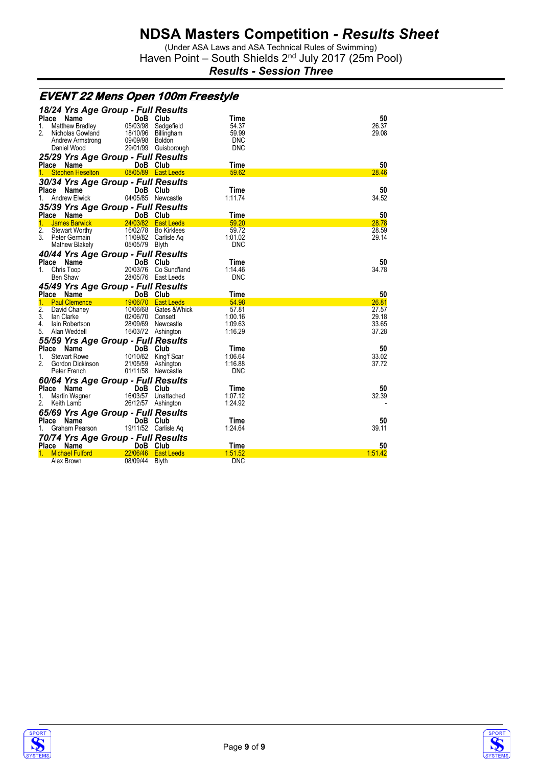# NDSA Masters Competition - *Results Sheet*

(Under ASA Laws and ASA Technical Rules of Swimming)
Haven Point – South Shields 2nd July 2017 (25m Pool)

***Results - Session Three***

## *EVENT 22 Mens Open 100m Freestyle*

### *18/24 Yrs Age Group - Full Results*

| Place | Name | DoB | Club | Time | 50 |
|---|---|---|---|---|---|
| 1. | Matthew Bradley | 05/03/98 | Sedgefield | 54.37 | 26.37 |
| 2. | Nicholas Gowland | 18/10/96 | Billingham | 59.99 | 29.08 |
| | Andrew Armstrong | 09/09/98 | Boldon | DNC | |
| | Daniel Wood | 29/01/99 | Guisborough | DNC | |

### *25/29 Yrs Age Group - Full Results*

| Place | Name | DoB | Club | Time | 50 |
|---|---|---|---|---|---|
| 1. | Stephen Heselton | 08/05/89 | East Leeds | 59.62 | 28.46 |

### *30/34 Yrs Age Group - Full Results*

| Place | Name | DoB | Club | Time | 50 |
|---|---|---|---|---|---|
| 1. | Andrew Elwick | 04/05/85 | Newcastle | 1:11.74 | 34.52 |

### *35/39 Yrs Age Group - Full Results*

| Place | Name | DoB | Club | Time | 50 |
|---|---|---|---|---|---|
| 1. | James Barwick | 24/03/82 | East Leeds | 59.20 | 28.78 |
| 2. | Stewart Worthy | 16/02/78 | Bo Kirklees | 59.72 | 28.59 |
| 3. | Peter Germain | 11/09/82 | Carlisle Aq | 1:01.02 | 29.14 |
| | Mathew Blakely | 05/05/79 | Blyth | DNC | |

### *40/44 Yrs Age Group - Full Results*

| Place | Name | DoB | Club | Time | 50 |
|---|---|---|---|---|---|
| 1. | Chris Toop | 20/03/76 | Co Sund'land | 1:14.46 | 34.78 |
| | Ben Shaw | 28/05/76 | East Leeds | DNC | |

### *45/49 Yrs Age Group - Full Results*

| Place | Name | DoB | Club | Time | 50 |
|---|---|---|---|---|---|
| 1. | Paul Clemence | 19/06/70 | East Leeds | 54.98 | 26.81 |
| 2. | David Chaney | 10/06/68 | Gates &Whick | 57.81 | 27.57 |
| 3. | Ian Clarke | 02/06/70 | Consett | 1:00.16 | 29.18 |
| 4. | Iain Robertson | 28/09/69 | Newcastle | 1:09.63 | 33.65 |
| 5. | Alan Weddell | 16/03/72 | Ashington | 1:16.29 | 37.28 |

### *55/59 Yrs Age Group - Full Results*

| Place | Name | DoB | Club | Time | 50 |
|---|---|---|---|---|---|
| 1. | Stewart Rowe | 10/10/62 | King'f Scar | 1:06.64 | 33.02 |
| 2. | Gordon Dickinson | 21/05/59 | Ashington | 1:16.88 | 37.72 |
| | Peter French | 01/11/58 | Newcastle | DNC | |

### *60/64 Yrs Age Group - Full Results*

| Place | Name | DoB | Club | Time | 50 |
|---|---|---|---|---|---|
| 1. | Martin Wagner | 16/03/57 | Unattached | 1:07.12 | 32.39 |
| 2. | Keith Lamb | 26/12/57 | Ashington | 1:24.92 | - |

### *65/69 Yrs Age Group - Full Results*

| Place | Name | DoB | Club | Time | 50 |
|---|---|---|---|---|---|
| 1. | Graham Pearson | 19/11/52 | Carlisle Aq | 1:24.64 | 39.11 |

### *70/74 Yrs Age Group - Full Results*

| Place | Name | DoB | Club | Time | 50 |
|---|---|---|---|---|---|
| 1. | Michael Fulford | 22/06/46 | East Leeds | 1:51.52 | 1:51.42 |
| | Alex Brown | 08/09/44 | Blyth | DNC | |